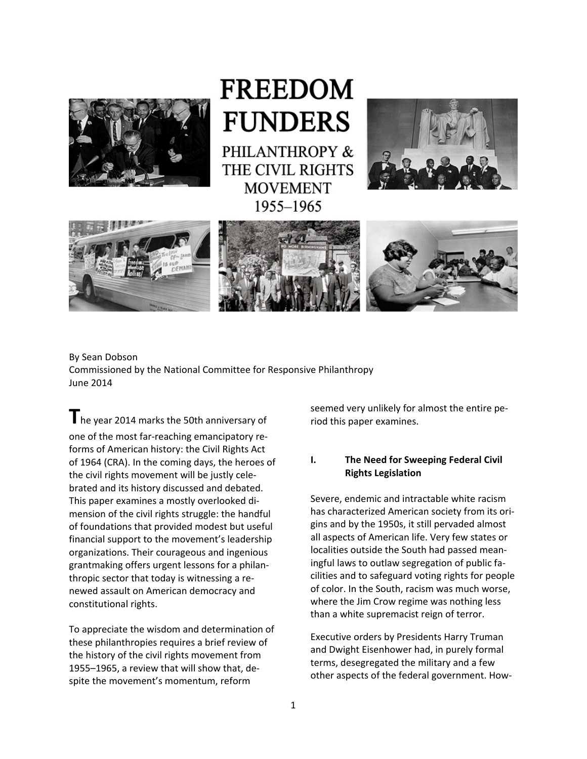# FREEDOM FUNDERS

## PHILANTHROPY & THE CIVIL RIGHTS MOVEMENT 1955–1965

By Sean Dobson
Commissioned by the National Committee for Responsive Philanthropy
June 2014

The year 2014 marks the 50th anniversary of one of the most far-reaching emancipatory reforms of American history: the Civil Rights Act of 1964 (CRA). In the coming days, the heroes of the civil rights movement will be justly celebrated and its history discussed and debated. This paper examines a mostly overlooked dimension of the civil rights struggle: the handful of foundations that provided modest but useful financial support to the movement's leadership organizations. Their courageous and ingenious grantmaking offers urgent lessons for a philanthropic sector that today is witnessing a renewed assault on American democracy and constitutional rights.

To appreciate the wisdom and determination of these philanthropies requires a brief review of the history of the civil rights movement from 1955–1965, a review that will show that, despite the movement's momentum, reform seemed very unlikely for almost the entire period this paper examines.

## I. The Need for Sweeping Federal Civil Rights Legislation

Severe, endemic and intractable white racism has characterized American society from its origins and by the 1950s, it still pervaded almost all aspects of American life. Very few states or localities outside the South had passed meaningful laws to outlaw segregation of public facilities and to safeguard voting rights for people of color. In the South, racism was much worse, where the Jim Crow regime was nothing less than a white supremacist reign of terror.

Executive orders by Presidents Harry Truman and Dwight Eisenhower had, in purely formal terms, desegregated the military and a few other aspects of the federal government. How-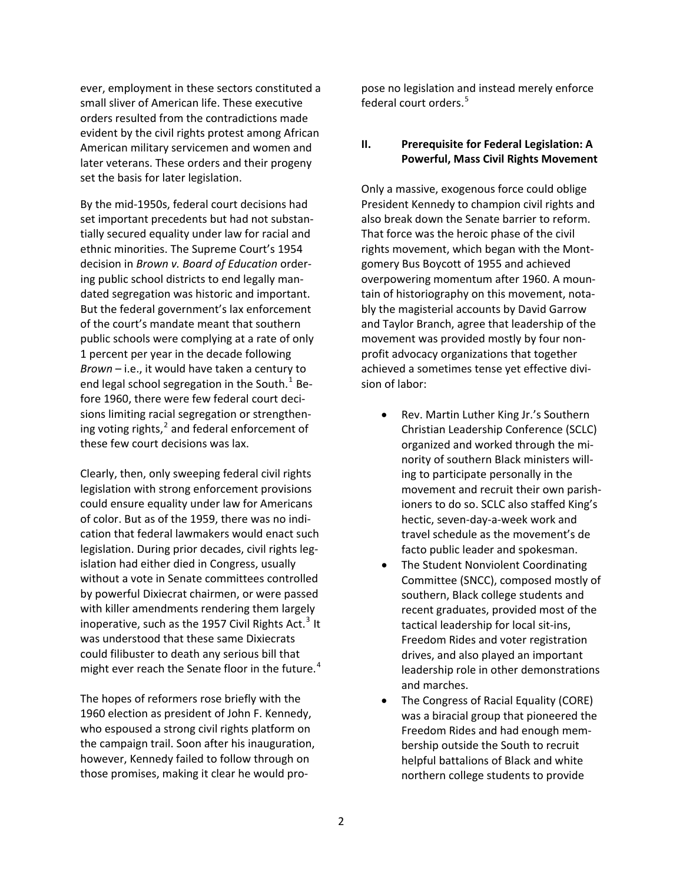ever, employment in these sectors constituted a small sliver of American life. These executive orders resulted from the contradictions made evident by the civil rights protest among African American military servicemen and women and later veterans. These orders and their progeny set the basis for later legislation.

By the mid-1950s, federal court decisions had set important precedents but had not substantially secured equality under law for racial and ethnic minorities. The Supreme Court's 1954 decision in *Brown v. Board of Education* ordering public school districts to end legally mandated segregation was historic and important. But the federal government's lax enforcement of the court's mandate meant that southern public schools were complying at a rate of only 1 percent per year in the decade following *Brown* – i.e., it would have taken a century to end legal school segregation in the South.[1] Before 1960, there were few federal court decisions limiting racial segregation or strengthening voting rights,[2] and federal enforcement of these few court decisions was lax.

Clearly, then, only sweeping federal civil rights legislation with strong enforcement provisions could ensure equality under law for Americans of color. But as of the 1959, there was no indication that federal lawmakers would enact such legislation. During prior decades, civil rights legislation had either died in Congress, usually without a vote in Senate committees controlled by powerful Dixiecrat chairmen, or were passed with killer amendments rendering them largely inoperative, such as the 1957 Civil Rights Act.[3] It was understood that these same Dixiecrats could filibuster to death any serious bill that might ever reach the Senate floor in the future.[4]

The hopes of reformers rose briefly with the 1960 election as president of John F. Kennedy, who espoused a strong civil rights platform on the campaign trail. Soon after his inauguration, however, Kennedy failed to follow through on those promises, making it clear he would propose no legislation and instead merely enforce federal court orders.[5]

## II. Prerequisite for Federal Legislation: A Powerful, Mass Civil Rights Movement

Only a massive, exogenous force could oblige President Kennedy to champion civil rights and also break down the Senate barrier to reform. That force was the heroic phase of the civil rights movement, which began with the Montgomery Bus Boycott of 1955 and achieved overpowering momentum after 1960. A mountain of historiography on this movement, notably the magisterial accounts by David Garrow and Taylor Branch, agree that leadership of the movement was provided mostly by four nonprofit advocacy organizations that together achieved a sometimes tense yet effective division of labor:

- Rev. Martin Luther King Jr.'s Southern Christian Leadership Conference (SCLC) organized and worked through the minority of southern Black ministers willing to participate personally in the movement and recruit their own parishioners to do so. SCLC also staffed King's hectic, seven-day-a-week work and travel schedule as the movement's de facto public leader and spokesman.
- The Student Nonviolent Coordinating Committee (SNCC), composed mostly of southern, Black college students and recent graduates, provided most of the tactical leadership for local sit-ins, Freedom Rides and voter registration drives, and also played an important leadership role in other demonstrations and marches.
- The Congress of Racial Equality (CORE) was a biracial group that pioneered the Freedom Rides and had enough membership outside the South to recruit helpful battalions of Black and white northern college students to provide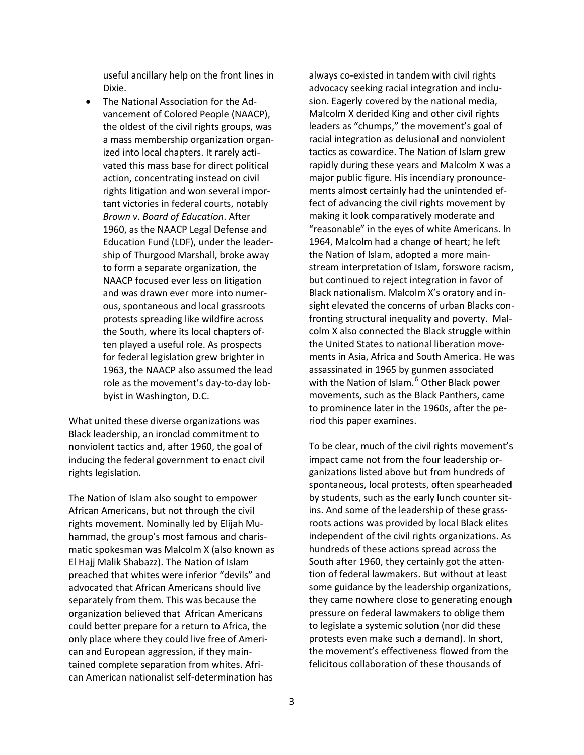useful ancillary help on the front lines in Dixie.

- The National Association for the Advancement of Colored People (NAACP), the oldest of the civil rights groups, was a mass membership organization organized into local chapters. It rarely activated this mass base for direct political action, concentrating instead on civil rights litigation and won several important victories in federal courts, notably *Brown v. Board of Education*. After 1960, as the NAACP Legal Defense and Education Fund (LDF), under the leadership of Thurgood Marshall, broke away to form a separate organization, the NAACP focused ever less on litigation and was drawn ever more into numerous, spontaneous and local grassroots protests spreading like wildfire across the South, where its local chapters often played a useful role. As prospects for federal legislation grew brighter in 1963, the NAACP also assumed the lead role as the movement's day-to-day lobbyist in Washington, D.C.

What united these diverse organizations was Black leadership, an ironclad commitment to nonviolent tactics and, after 1960, the goal of inducing the federal government to enact civil rights legislation.

The Nation of Islam also sought to empower African Americans, but not through the civil rights movement. Nominally led by Elijah Muhammad, the group's most famous and charismatic spokesman was Malcolm X (also known as El Hajj Malik Shabazz). The Nation of Islam preached that whites were inferior "devils" and advocated that African Americans should live separately from them. This was because the organization believed that African Americans could better prepare for a return to Africa, the only place where they could live free of American and European aggression, if they maintained complete separation from whites. African American nationalist self-determination has always co-existed in tandem with civil rights advocacy seeking racial integration and inclusion. Eagerly covered by the national media, Malcolm X derided King and other civil rights leaders as "chumps," the movement's goal of racial integration as delusional and nonviolent tactics as cowardice. The Nation of Islam grew rapidly during these years and Malcolm X was a major public figure. His incendiary pronouncements almost certainly had the unintended effect of advancing the civil rights movement by making it look comparatively moderate and "reasonable" in the eyes of white Americans. In 1964, Malcolm had a change of heart; he left the Nation of Islam, adopted a more mainstream interpretation of Islam, forswore racism, but continued to reject integration in favor of Black nationalism. Malcolm X's oratory and insight elevated the concerns of urban Blacks confronting structural inequality and poverty. Malcolm X also connected the Black struggle within the United States to national liberation movements in Asia, Africa and South America. He was assassinated in 1965 by gunmen associated with the Nation of Islam.[6] Other Black power movements, such as the Black Panthers, came to prominence later in the 1960s, after the period this paper examines.

To be clear, much of the civil rights movement's impact came not from the four leadership organizations listed above but from hundreds of spontaneous, local protests, often spearheaded by students, such as the early lunch counter sit-ins. And some of the leadership of these grassroots actions was provided by local Black elites independent of the civil rights organizations. As hundreds of these actions spread across the South after 1960, they certainly got the attention of federal lawmakers. But without at least some guidance by the leadership organizations, they came nowhere close to generating enough pressure on federal lawmakers to oblige them to legislate a systemic solution (nor did these protests even make such a demand). In short, the movement's effectiveness flowed from the felicitous collaboration of these thousands of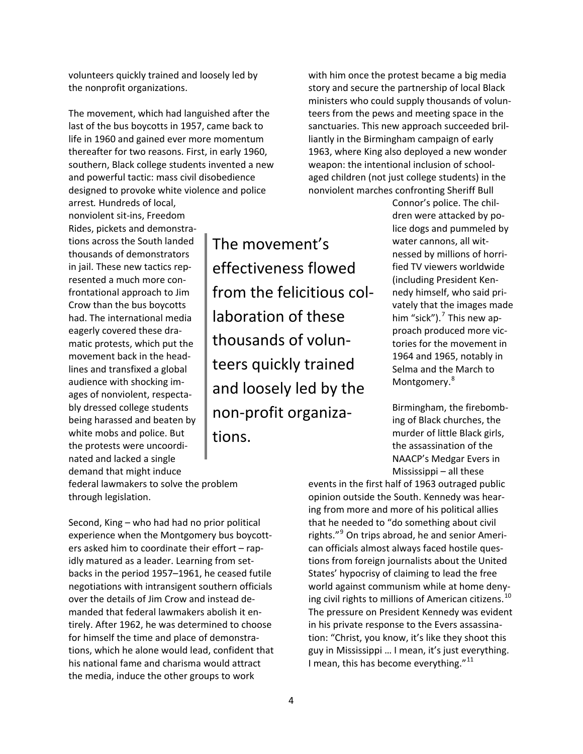volunteers quickly trained and loosely led by the nonprofit organizations.

The movement, which had languished after the last of the bus boycotts in 1957, came back to life in 1960 and gained ever more momentum thereafter for two reasons. First, in early 1960, southern, Black college students invented a new and powerful tactic: mass civil disobedience designed to provoke white violence and police arrest. Hundreds of local, nonviolent sit-ins, Freedom Rides, pickets and demonstrations across the South landed thousands of demonstrators in jail. These new tactics represented a much more confrontational approach to Jim Crow than the bus boycotts had. The international media eagerly covered these dramatic protests, which put the movement back in the headlines and transfixed a global audience with shocking images of nonviolent, respectably dressed college students being harassed and beaten by white mobs and police. But the protests were uncoordinated and lacked a single demand that might induce federal lawmakers to solve the problem through legislation.

> The movement's effectiveness flowed from the felicitious collaboration of these thousands of volunteers quickly trained and loosely led by the non-profit organizations.

Second, King – who had had no prior political experience when the Montgomery bus boycotters asked him to coordinate their effort – rapidly matured as a leader. Learning from setbacks in the period 1957–1961, he ceased futile negotiations with intransigent southern officials over the details of Jim Crow and instead demanded that federal lawmakers abolish it entirely. After 1962, he was determined to choose for himself the time and place of demonstrations, which he alone would lead, confident that his national fame and charisma would attract the media, induce the other groups to work with him once the protest became a big media story and secure the partnership of local Black ministers who could supply thousands of volunteers from the pews and meeting space in the sanctuaries. This new approach succeeded brilliantly in the Birmingham campaign of early 1963, where King also deployed a new wonder weapon: the intentional inclusion of school-aged children (not just college students) in the nonviolent marches confronting Sheriff Bull Connor's police. The children were attacked by police dogs and pummeled by water cannons, all witnessed by millions of horrified TV viewers worldwide (including President Kennedy himself, who said privately that the images made him "sick").[7] This new approach produced more victories for the movement in 1964 and 1965, notably in Selma and the March to Montgomery.[8]

Birmingham, the firebombing of Black churches, the murder of little Black girls, the assassination of the NAACP's Medgar Evers in Mississippi – all these events in the first half of 1963 outraged public opinion outside the South. Kennedy was hearing from more and more of his political allies that he needed to "do something about civil rights."[9] On trips abroad, he and senior American officials almost always faced hostile questions from foreign journalists about the United States' hypocrisy of claiming to lead the free world against communism while at home denying civil rights to millions of American citizens.[10] The pressure on President Kennedy was evident in his private response to the Evers assassination: "Christ, you know, it's like they shoot this guy in Mississippi … I mean, it's just everything. I mean, this has become everything."[11]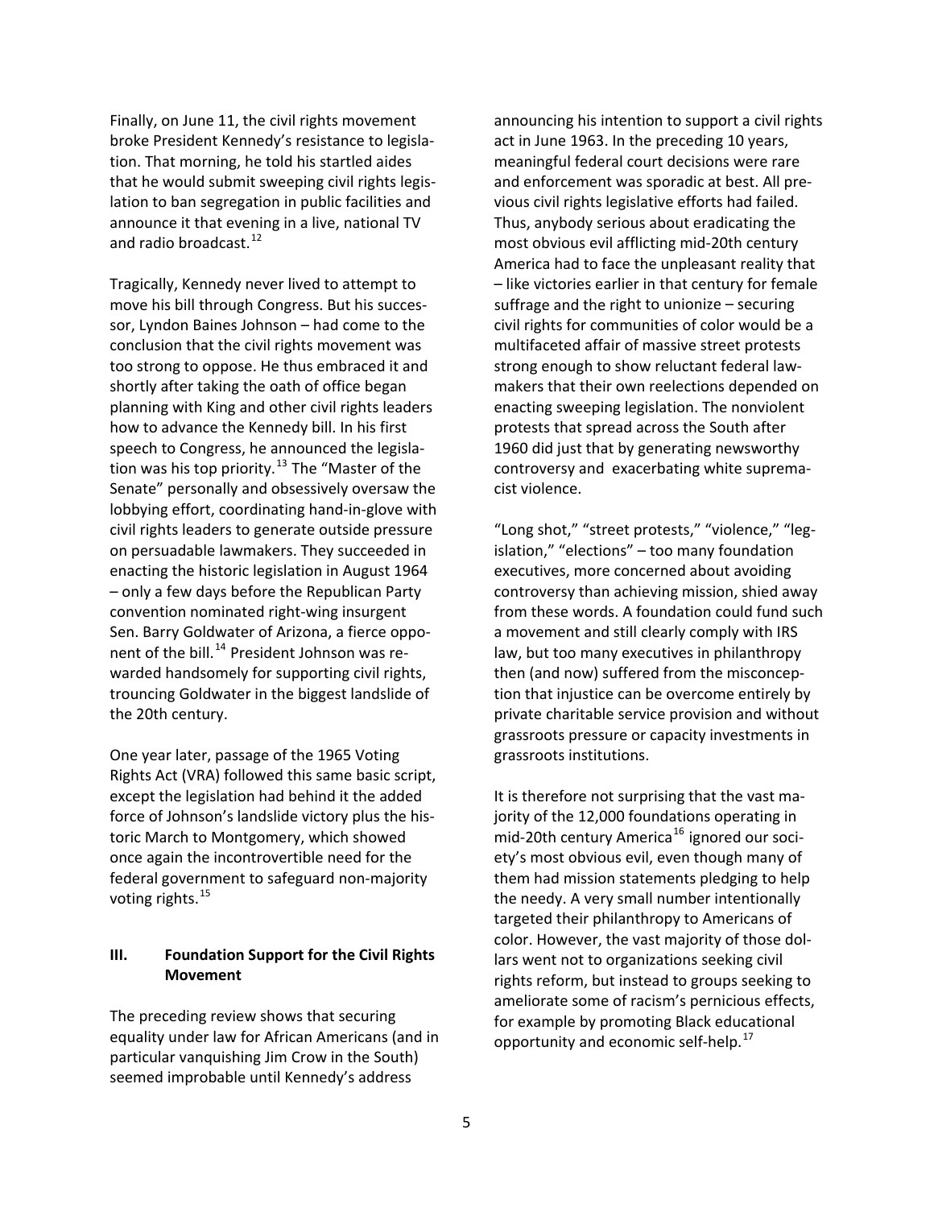Finally, on June 11, the civil rights movement broke President Kennedy's resistance to legislation. That morning, he told his startled aides that he would submit sweeping civil rights legislation to ban segregation in public facilities and announce it that evening in a live, national TV and radio broadcast.[12]

Tragically, Kennedy never lived to attempt to move his bill through Congress. But his successor, Lyndon Baines Johnson – had come to the conclusion that the civil rights movement was too strong to oppose. He thus embraced it and shortly after taking the oath of office began planning with King and other civil rights leaders how to advance the Kennedy bill. In his first speech to Congress, he announced the legislation was his top priority.[13] The "Master of the Senate" personally and obsessively oversaw the lobbying effort, coordinating hand-in-glove with civil rights leaders to generate outside pressure on persuadable lawmakers. They succeeded in enacting the historic legislation in August 1964 – only a few days before the Republican Party convention nominated right-wing insurgent Sen. Barry Goldwater of Arizona, a fierce opponent of the bill.[14] President Johnson was rewarded handsomely for supporting civil rights, trouncing Goldwater in the biggest landslide of the 20th century.

One year later, passage of the 1965 Voting Rights Act (VRA) followed this same basic script, except the legislation had behind it the added force of Johnson's landslide victory plus the historic March to Montgomery, which showed once again the incontrovertible need for the federal government to safeguard non-majority voting rights.[15]

### III. Foundation Support for the Civil Rights Movement

The preceding review shows that securing equality under law for African Americans (and in particular vanquishing Jim Crow in the South) seemed improbable until Kennedy's address announcing his intention to support a civil rights act in June 1963. In the preceding 10 years, meaningful federal court decisions were rare and enforcement was sporadic at best. All previous civil rights legislative efforts had failed. Thus, anybody serious about eradicating the most obvious evil afflicting mid-20th century America had to face the unpleasant reality that – like victories earlier in that century for female suffrage and the right to unionize – securing civil rights for communities of color would be a multifaceted affair of massive street protests strong enough to show reluctant federal lawmakers that their own reelections depended on enacting sweeping legislation. The nonviolent protests that spread across the South after 1960 did just that by generating newsworthy controversy and exacerbating white supremacist violence.

"Long shot," "street protests," "violence," "legislation," "elections" – too many foundation executives, more concerned about avoiding controversy than achieving mission, shied away from these words. A foundation could fund such a movement and still clearly comply with IRS law, but too many executives in philanthropy then (and now) suffered from the misconception that injustice can be overcome entirely by private charitable service provision and without grassroots pressure or capacity investments in grassroots institutions.

It is therefore not surprising that the vast majority of the 12,000 foundations operating in mid-20th century America[16] ignored our society's most obvious evil, even though many of them had mission statements pledging to help the needy. A very small number intentionally targeted their philanthropy to Americans of color. However, the vast majority of those dollars went not to organizations seeking civil rights reform, but instead to groups seeking to ameliorate some of racism's pernicious effects, for example by promoting Black educational opportunity and economic self-help.[17]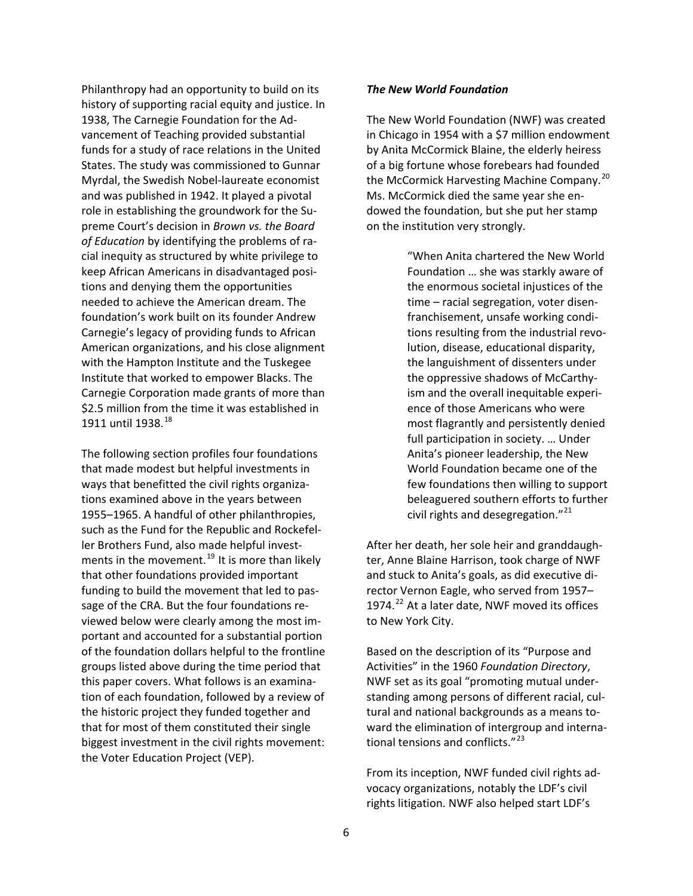Philanthropy had an opportunity to build on its history of supporting racial equity and justice. In 1938, The Carnegie Foundation for the Advancement of Teaching provided substantial funds for a study of race relations in the United States. The study was commissioned to Gunnar Myrdal, the Swedish Nobel-laureate economist and was published in 1942. It played a pivotal role in establishing the groundwork for the Supreme Court's decision in *Brown vs. the Board of Education* by identifying the problems of racial inequity as structured by white privilege to keep African Americans in disadvantaged positions and denying them the opportunities needed to achieve the American dream. The foundation's work built on its founder Andrew Carnegie's legacy of providing funds to African American organizations, and his close alignment with the Hampton Institute and the Tuskegee Institute that worked to empower Blacks. The Carnegie Corporation made grants of more than $2.5 million from the time it was established in 1911 until 1938.[18]

The following section profiles four foundations that made modest but helpful investments in ways that benefitted the civil rights organizations examined above in the years between 1955–1965. A handful of other philanthropies, such as the Fund for the Republic and Rockefeller Brothers Fund, also made helpful investments in the movement.[19] It is more than likely that other foundations provided important funding to build the movement that led to passage of the CRA. But the four foundations reviewed below were clearly among the most important and accounted for a substantial portion of the foundation dollars helpful to the frontline groups listed above during the time period that this paper covers. What follows is an examination of each foundation, followed by a review of the historic project they funded together and that for most of them constituted their single biggest investment in the civil rights movement: the Voter Education Project (VEP).

### *The New World Foundation*

The New World Foundation (NWF) was created in Chicago in 1954 with a $7 million endowment by Anita McCormick Blaine, the elderly heiress of a big fortune whose forebears had founded the McCormick Harvesting Machine Company.[20] Ms. McCormick died the same year she endowed the foundation, but she put her stamp on the institution very strongly.

> "When Anita chartered the New World Foundation … she was starkly aware of the enormous societal injustices of the time – racial segregation, voter disenfranchisement, unsafe working conditions resulting from the industrial revolution, disease, educational disparity, the languishment of dissenters under the oppressive shadows of McCarthyism and the overall inequitable experience of those Americans who were most flagrantly and persistently denied full participation in society. … Under Anita's pioneer leadership, the New World Foundation became one of the few foundations then willing to support beleaguered southern efforts to further civil rights and desegregation."[21]

After her death, her sole heir and granddaughter, Anne Blaine Harrison, took charge of NWF and stuck to Anita's goals, as did executive director Vernon Eagle, who served from 1957–1974.[22] At a later date, NWF moved its offices to New York City.

Based on the description of its "Purpose and Activities" in the 1960 *Foundation Directory*, NWF set as its goal "promoting mutual understanding among persons of different racial, cultural and national backgrounds as a means toward the elimination of intergroup and international tensions and conflicts."[23]

From its inception, NWF funded civil rights advocacy organizations, notably the LDF's civil rights litigation. NWF also helped start LDF's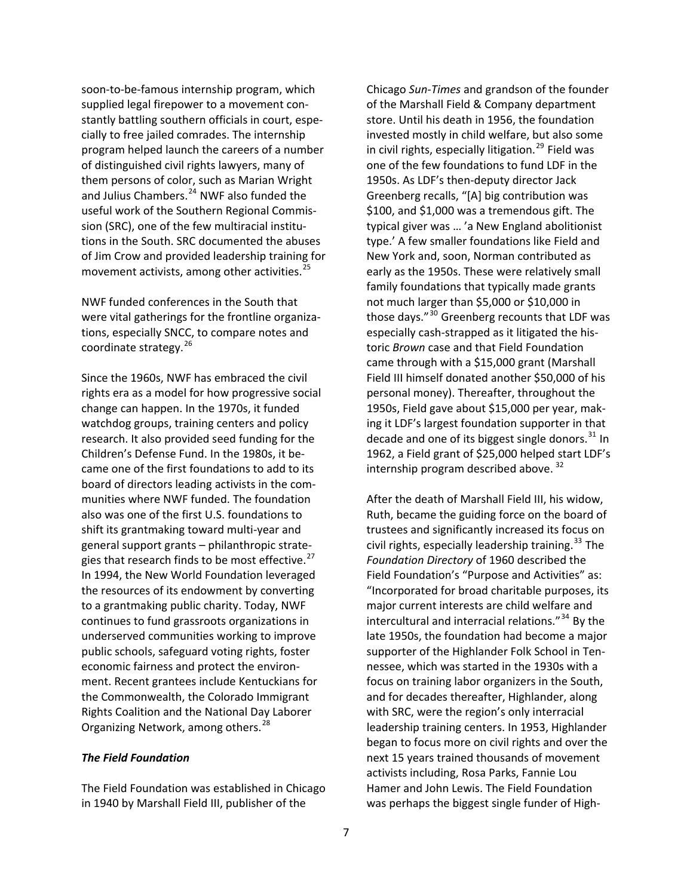soon-to-be-famous internship program, which supplied legal firepower to a movement constantly battling southern officials in court, especially to free jailed comrades. The internship program helped launch the careers of a number of distinguished civil rights lawyers, many of them persons of color, such as Marian Wright and Julius Chambers.[24] NWF also funded the useful work of the Southern Regional Commission (SRC), one of the few multiracial institutions in the South. SRC documented the abuses of Jim Crow and provided leadership training for movement activists, among other activities.[25]

NWF funded conferences in the South that were vital gatherings for the frontline organizations, especially SNCC, to compare notes and coordinate strategy.[26]

Since the 1960s, NWF has embraced the civil rights era as a model for how progressive social change can happen. In the 1970s, it funded watchdog groups, training centers and policy research. It also provided seed funding for the Children's Defense Fund. In the 1980s, it became one of the first foundations to add to its board of directors leading activists in the communities where NWF funded. The foundation also was one of the first U.S. foundations to shift its grantmaking toward multi-year and general support grants – philanthropic strategies that research finds to be most effective.[27] In 1994, the New World Foundation leveraged the resources of its endowment by converting to a grantmaking public charity. Today, NWF continues to fund grassroots organizations in underserved communities working to improve public schools, safeguard voting rights, foster economic fairness and protect the environment. Recent grantees include Kentuckians for the Commonwealth, the Colorado Immigrant Rights Coalition and the National Day Laborer Organizing Network, among others.[28]

### *The Field Foundation*

The Field Foundation was established in Chicago in 1940 by Marshall Field III, publisher of the Chicago *Sun-Times* and grandson of the founder of the Marshall Field & Company department store. Until his death in 1956, the foundation invested mostly in child welfare, but also some in civil rights, especially litigation.[29] Field was one of the few foundations to fund LDF in the 1950s. As LDF's then-deputy director Jack Greenberg recalls, "[A] big contribution was $100, and $1,000 was a tremendous gift. The typical giver was … 'a New England abolitionist type.' A few smaller foundations like Field and New York and, soon, Norman contributed as early as the 1950s. These were relatively small family foundations that typically made grants not much larger than $5,000 or $10,000 in those days."[30] Greenberg recounts that LDF was especially cash-strapped as it litigated the historic *Brown* case and that Field Foundation came through with a $15,000 grant (Marshall Field III himself donated another $50,000 of his personal money). Thereafter, throughout the 1950s, Field gave about $15,000 per year, making it LDF's largest foundation supporter in that decade and one of its biggest single donors.[31] In 1962, a Field grant of $25,000 helped start LDF's internship program described above.[32]

After the death of Marshall Field III, his widow, Ruth, became the guiding force on the board of trustees and significantly increased its focus on civil rights, especially leadership training.[33] The *Foundation Directory* of 1960 described the Field Foundation's "Purpose and Activities" as: "Incorporated for broad charitable purposes, its major current interests are child welfare and intercultural and interracial relations."[34] By the late 1950s, the foundation had become a major supporter of the Highlander Folk School in Tennessee, which was started in the 1930s with a focus on training labor organizers in the South, and for decades thereafter, Highlander, along with SRC, were the region's only interracial leadership training centers. In 1953, Highlander began to focus more on civil rights and over the next 15 years trained thousands of movement activists including, Rosa Parks, Fannie Lou Hamer and John Lewis. The Field Foundation was perhaps the biggest single funder of High-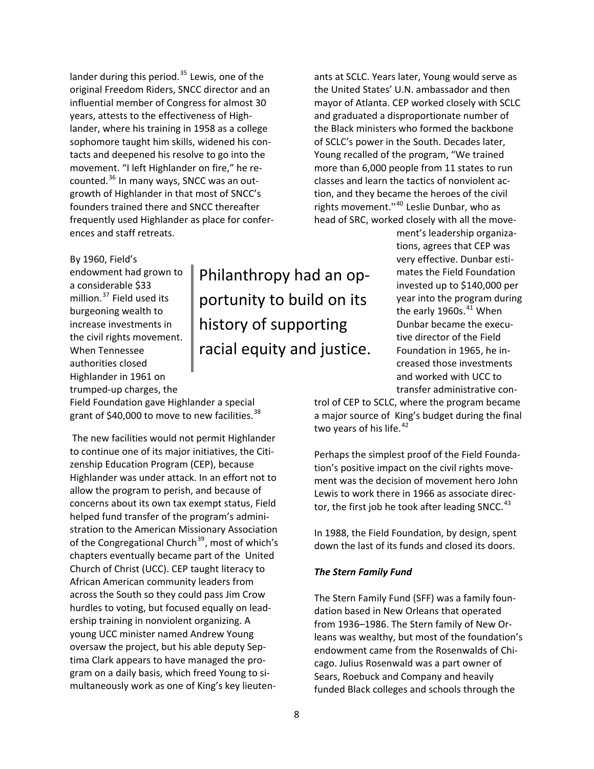lander during this period.[35] Lewis, one of the original Freedom Riders, SNCC director and an influential member of Congress for almost 30 years, attests to the effectiveness of Highlander, where his training in 1958 as a college sophomore taught him skills, widened his contacts and deepened his resolve to go into the movement. "I left Highlander on fire," he recounted.[36] In many ways, SNCC was an outgrowth of Highlander in that most of SNCC's founders trained there and SNCC thereafter frequently used Highlander as place for conferences and staff retreats.

By 1960, Field's endowment had grown to a considerable $33 million.[37] Field used its burgeoning wealth to increase investments in the civil rights movement. When Tennessee authorities closed Highlander in 1961 on trumped-up charges, the Field Foundation gave Highlander a special grant of $40,000 to move to new facilities.[38]

> Philanthropy had an opportunity to build on its history of supporting racial equity and justice.

The new facilities would not permit Highlander to continue one of its major initiatives, the Citizenship Education Program (CEP), because Highlander was under attack. In an effort not to allow the program to perish, and because of concerns about its own tax exempt status, Field helped fund transfer of the program's administration to the American Missionary Association of the Congregational Church[39], most of which's chapters eventually became part of the United Church of Christ (UCC). CEP taught literacy to African American community leaders from across the South so they could pass Jim Crow hurdles to voting, but focused equally on leadership training in nonviolent organizing. A young UCC minister named Andrew Young oversaw the project, but his able deputy Septima Clark appears to have managed the program on a daily basis, which freed Young to simultaneously work as one of King's key lieutenants at SCLC. Years later, Young would serve as the United States' U.N. ambassador and then mayor of Atlanta. CEP worked closely with SCLC and graduated a disproportionate number of the Black ministers who formed the backbone of SCLC's power in the South. Decades later, Young recalled of the program, "We trained more than 6,000 people from 11 states to run classes and learn the tactics of nonviolent action, and they became the heroes of the civil rights movement."[40] Leslie Dunbar, who as head of SRC, worked closely with all the movement's leadership organizations, agrees that CEP was very effective. Dunbar estimates the Field Foundation invested up to $140,000 per year into the program during the early 1960s.[41] When Dunbar became the executive director of the Field Foundation in 1965, he increased those investments and worked with UCC to transfer administrative control of CEP to SCLC, where the program became a major source of King's budget during the final two years of his life.[42]

Perhaps the simplest proof of the Field Foundation's positive impact on the civil rights movement was the decision of movement hero John Lewis to work there in 1966 as associate director, the first job he took after leading SNCC.[43]

In 1988, the Field Foundation, by design, spent down the last of its funds and closed its doors.

***The Stern Family Fund***

The Stern Family Fund (SFF) was a family foundation based in New Orleans that operated from 1936–1986. The Stern family of New Orleans was wealthy, but most of the foundation's endowment came from the Rosenwalds of Chicago. Julius Rosenwald was a part owner of Sears, Roebuck and Company and heavily funded Black colleges and schools through the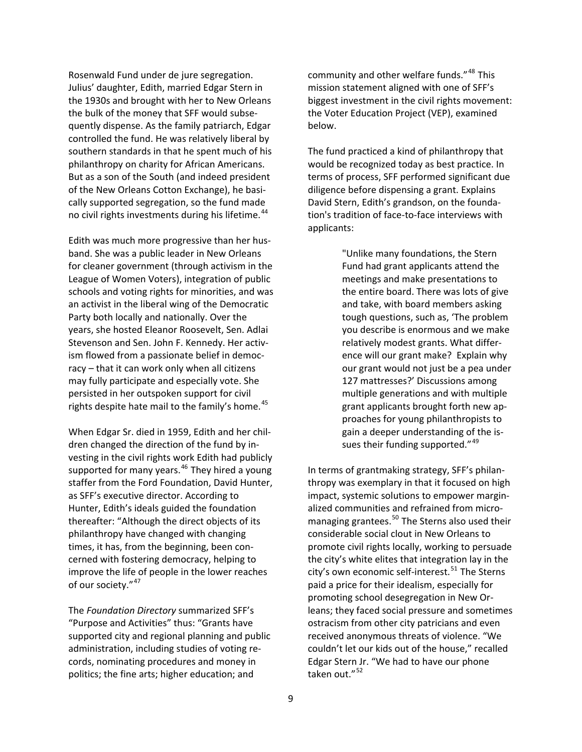Rosenwald Fund under de jure segregation. Julius' daughter, Edith, married Edgar Stern in the 1930s and brought with her to New Orleans the bulk of the money that SFF would subsequently dispense. As the family patriarch, Edgar controlled the fund. He was relatively liberal by southern standards in that he spent much of his philanthropy on charity for African Americans. But as a son of the South (and indeed president of the New Orleans Cotton Exchange), he basically supported segregation, so the fund made no civil rights investments during his lifetime.[44]

Edith was much more progressive than her husband. She was a public leader in New Orleans for cleaner government (through activism in the League of Women Voters), integration of public schools and voting rights for minorities, and was an activist in the liberal wing of the Democratic Party both locally and nationally. Over the years, she hosted Eleanor Roosevelt, Sen. Adlai Stevenson and Sen. John F. Kennedy. Her activism flowed from a passionate belief in democracy – that it can work only when all citizens may fully participate and especially vote. She persisted in her outspoken support for civil rights despite hate mail to the family's home.[45]

When Edgar Sr. died in 1959, Edith and her children changed the direction of the fund by investing in the civil rights work Edith had publicly supported for many years.[46] They hired a young staffer from the Ford Foundation, David Hunter, as SFF's executive director. According to Hunter, Edith's ideals guided the foundation thereafter: "Although the direct objects of its philanthropy have changed with changing times, it has, from the beginning, been concerned with fostering democracy, helping to improve the life of people in the lower reaches of our society."[47]

The *Foundation Directory* summarized SFF's "Purpose and Activities" thus: "Grants have supported city and regional planning and public administration, including studies of voting records, nominating procedures and money in politics; the fine arts; higher education; and community and other welfare funds."[48] This mission statement aligned with one of SFF's biggest investment in the civil rights movement: the Voter Education Project (VEP), examined below.

The fund practiced a kind of philanthropy that would be recognized today as best practice. In terms of process, SFF performed significant due diligence before dispensing a grant. Explains David Stern, Edith's grandson, on the foundation's tradition of face-to-face interviews with applicants:

> "Unlike many foundations, the Stern Fund had grant applicants attend the meetings and make presentations to the entire board. There was lots of give and take, with board members asking tough questions, such as, 'The problem you describe is enormous and we make relatively modest grants. What difference will our grant make? Explain why our grant would not just be a pea under 127 mattresses?' Discussions among multiple generations and with multiple grant applicants brought forth new approaches for young philanthropists to gain a deeper understanding of the issues their funding supported."[49]

In terms of grantmaking strategy, SFF's philanthropy was exemplary in that it focused on high impact, systemic solutions to empower marginalized communities and refrained from micromanaging grantees.[50] The Sterns also used their considerable social clout in New Orleans to promote civil rights locally, working to persuade the city's white elites that integration lay in the city's own economic self-interest.[51] The Sterns paid a price for their idealism, especially for promoting school desegregation in New Orleans; they faced social pressure and sometimes ostracism from other city patricians and even received anonymous threats of violence. "We couldn't let our kids out of the house," recalled Edgar Stern Jr. "We had to have our phone taken out."[52]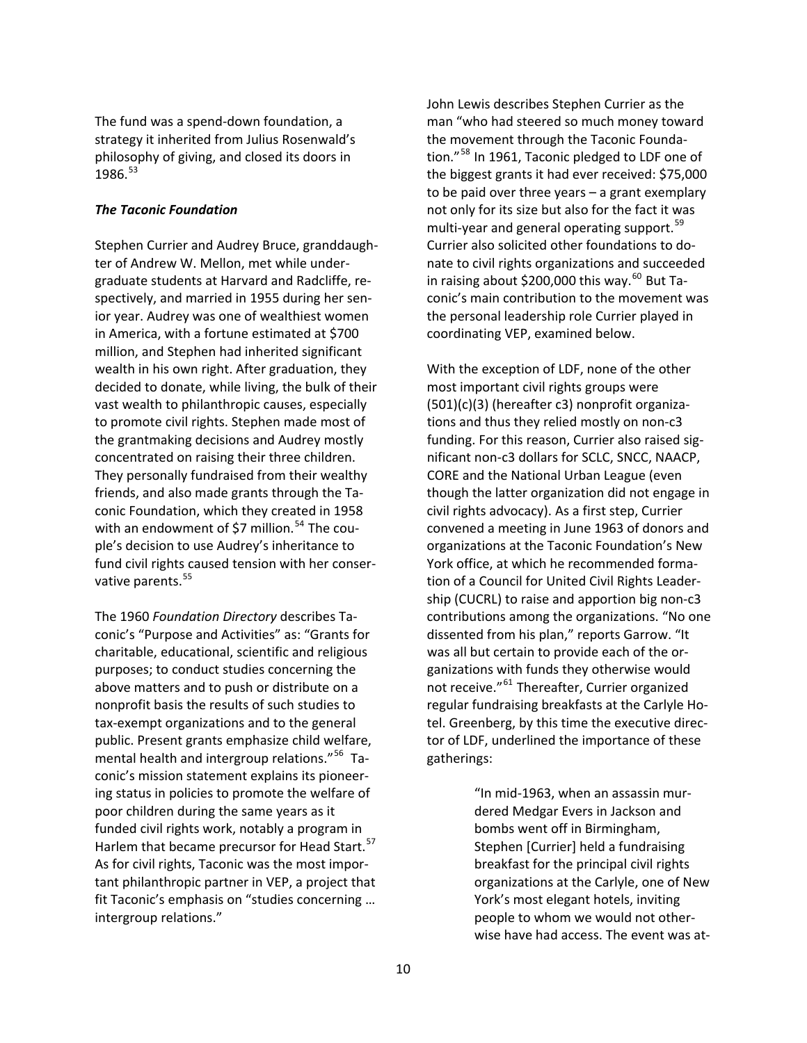The fund was a spend-down foundation, a strategy it inherited from Julius Rosenwald's philosophy of giving, and closed its doors in 1986.[53]

***The Taconic Foundation***

Stephen Currier and Audrey Bruce, granddaughter of Andrew W. Mellon, met while undergraduate students at Harvard and Radcliffe, respectively, and married in 1955 during her senior year. Audrey was one of wealthiest women in America, with a fortune estimated at $700 million, and Stephen had inherited significant wealth in his own right. After graduation, they decided to donate, while living, the bulk of their vast wealth to philanthropic causes, especially to promote civil rights. Stephen made most of the grantmaking decisions and Audrey mostly concentrated on raising their three children. They personally fundraised from their wealthy friends, and also made grants through the Taconic Foundation, which they created in 1958 with an endowment of $7 million.[54] The couple's decision to use Audrey's inheritance to fund civil rights caused tension with her conservative parents.[55]

The 1960 *Foundation Directory* describes Taconic's "Purpose and Activities" as: "Grants for charitable, educational, scientific and religious purposes; to conduct studies concerning the above matters and to push or distribute on a nonprofit basis the results of such studies to tax-exempt organizations and to the general public. Present grants emphasize child welfare, mental health and intergroup relations."[56] Taconic's mission statement explains its pioneering status in policies to promote the welfare of poor children during the same years as it funded civil rights work, notably a program in Harlem that became precursor for Head Start.[57] As for civil rights, Taconic was the most important philanthropic partner in VEP, a project that fit Taconic's emphasis on "studies concerning … intergroup relations."

John Lewis describes Stephen Currier as the man "who had steered so much money toward the movement through the Taconic Foundation."[58] In 1961, Taconic pledged to LDF one of the biggest grants it had ever received: $75,000 to be paid over three years – a grant exemplary not only for its size but also for the fact it was multi-year and general operating support.[59] Currier also solicited other foundations to donate to civil rights organizations and succeeded in raising about $200,000 this way.[60] But Taconic's main contribution to the movement was the personal leadership role Currier played in coordinating VEP, examined below.

With the exception of LDF, none of the other most important civil rights groups were (501)(c)(3) (hereafter c3) nonprofit organizations and thus they relied mostly on non-c3 funding. For this reason, Currier also raised significant non-c3 dollars for SCLC, SNCC, NAACP, CORE and the National Urban League (even though the latter organization did not engage in civil rights advocacy). As a first step, Currier convened a meeting in June 1963 of donors and organizations at the Taconic Foundation's New York office, at which he recommended formation of a Council for United Civil Rights Leadership (CUCRL) to raise and apportion big non-c3 contributions among the organizations. "No one dissented from his plan," reports Garrow. "It was all but certain to provide each of the organizations with funds they otherwise would not receive."[61] Thereafter, Currier organized regular fundraising breakfasts at the Carlyle Hotel. Greenberg, by this time the executive director of LDF, underlined the importance of these gatherings:

> "In mid-1963, when an assassin murdered Medgar Evers in Jackson and bombs went off in Birmingham, Stephen [Currier] held a fundraising breakfast for the principal civil rights organizations at the Carlyle, one of New York's most elegant hotels, inviting people to whom we would not otherwise have had access. The event was at-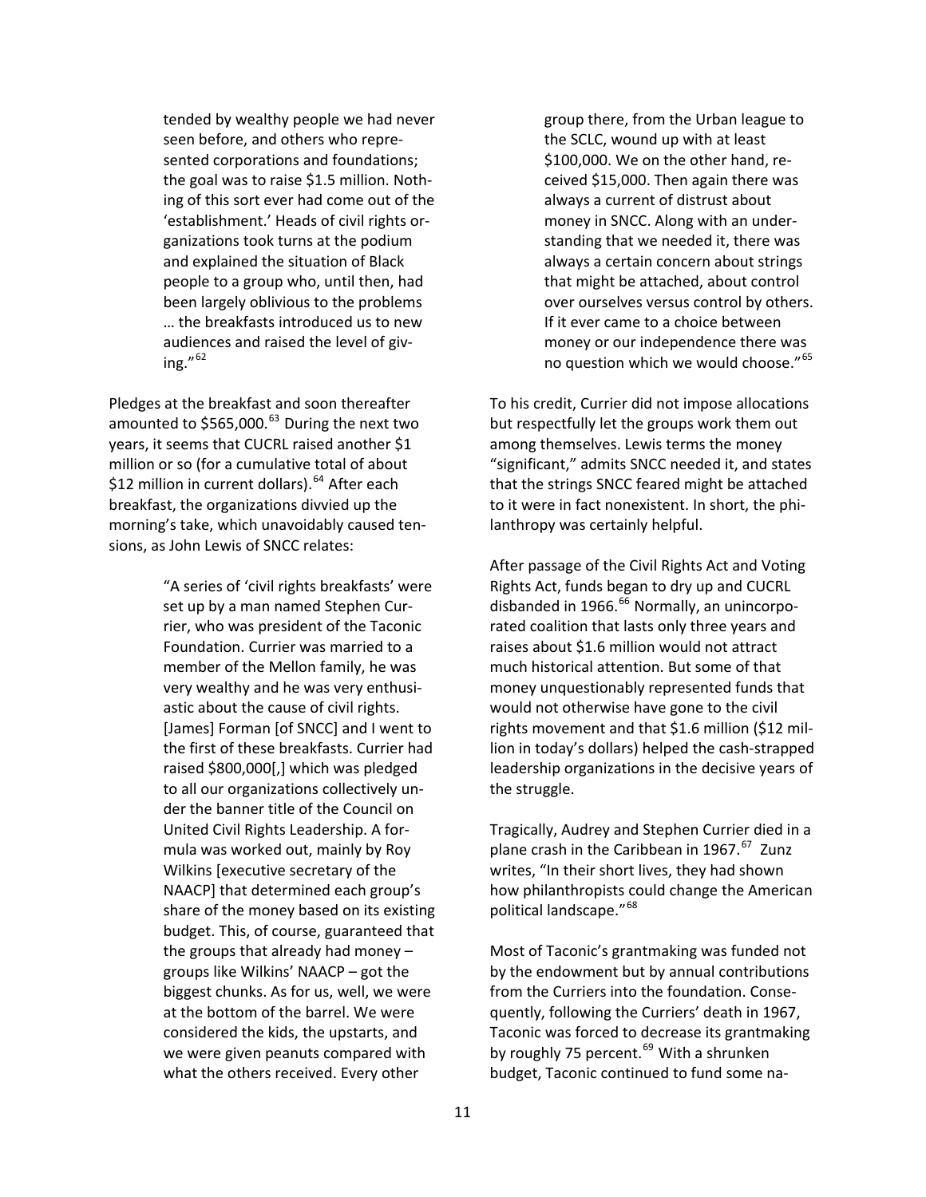> tended by wealthy people we had never seen before, and others who represented corporations and foundations; the goal was to raise $1.5 million. Nothing of this sort ever had come out of the 'establishment.' Heads of civil rights organizations took turns at the podium and explained the situation of Black people to a group who, until then, had been largely oblivious to the problems … the breakfasts introduced us to new audiences and raised the level of giving."[62]

Pledges at the breakfast and soon thereafter amounted to $565,000.[63] During the next two years, it seems that CUCRL raised another $1 million or so (for a cumulative total of about $12 million in current dollars).[64] After each breakfast, the organizations divvied up the morning's take, which unavoidably caused tensions, as John Lewis of SNCC relates:

> "A series of 'civil rights breakfasts' were set up by a man named Stephen Currier, who was president of the Taconic Foundation. Currier was married to a member of the Mellon family, he was very wealthy and he was very enthusiastic about the cause of civil rights. [James] Forman [of SNCC] and I went to the first of these breakfasts. Currier had raised $800,000[,] which was pledged to all our organizations collectively under the banner title of the Council on United Civil Rights Leadership. A formula was worked out, mainly by Roy Wilkins [executive secretary of the NAACP] that determined each group's share of the money based on its existing budget. This, of course, guaranteed that the groups that already had money – groups like Wilkins' NAACP – got the biggest chunks. As for us, well, we were at the bottom of the barrel. We were considered the kids, the upstarts, and we were given peanuts compared with what the others received. Every other group there, from the Urban league to the SCLC, wound up with at least $100,000. We on the other hand, received $15,000. Then again there was always a current of distrust about money in SNCC. Along with an understanding that we needed it, there was always a certain concern about strings that might be attached, about control over ourselves versus control by others. If it ever came to a choice between money or our independence there was no question which we would choose."[65]

To his credit, Currier did not impose allocations but respectfully let the groups work them out among themselves. Lewis terms the money "significant," admits SNCC needed it, and states that the strings SNCC feared might be attached to it were in fact nonexistent. In short, the philanthropy was certainly helpful.

After passage of the Civil Rights Act and Voting Rights Act, funds began to dry up and CUCRL disbanded in 1966.[66] Normally, an unincorporated coalition that lasts only three years and raises about $1.6 million would not attract much historical attention. But some of that money unquestionably represented funds that would not otherwise have gone to the civil rights movement and that $1.6 million ($12 million in today's dollars) helped the cash-strapped leadership organizations in the decisive years of the struggle.

Tragically, Audrey and Stephen Currier died in a plane crash in the Caribbean in 1967.[67] Zunz writes, "In their short lives, they had shown how philanthropists could change the American political landscape."[68]

Most of Taconic's grantmaking was funded not by the endowment but by annual contributions from the Curriers into the foundation. Consequently, following the Curriers' death in 1967, Taconic was forced to decrease its grantmaking by roughly 75 percent.[69] With a shrunken budget, Taconic continued to fund some na-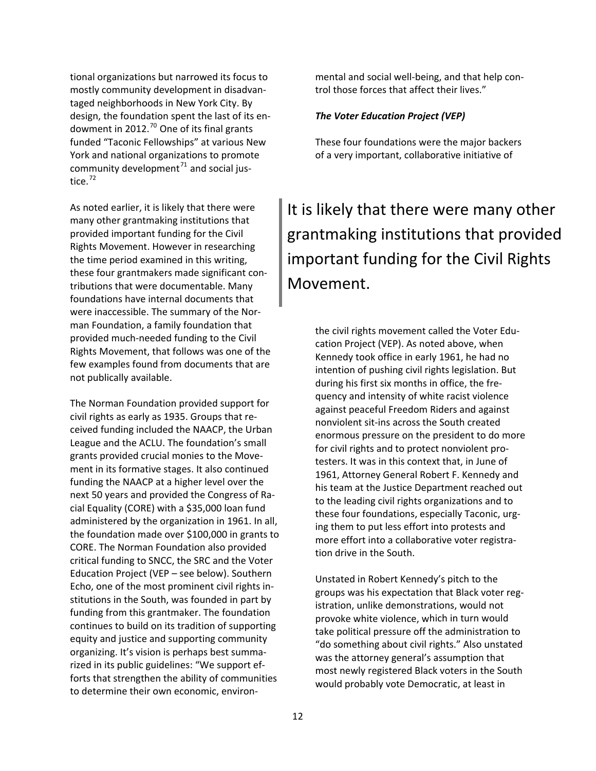tional organizations but narrowed its focus to mostly community development in disadvantaged neighborhoods in New York City. By design, the foundation spent the last of its endowment in 2012.[70] One of its final grants funded "Taconic Fellowships" at various New York and national organizations to promote community development[71] and social justice.[72]

As noted earlier, it is likely that there were many other grantmaking institutions that provided important funding for the Civil Rights Movement. However in researching the time period examined in this writing, these four grantmakers made significant contributions that were documentable. Many foundations have internal documents that were inaccessible. The summary of the Norman Foundation, a family foundation that provided much-needed funding to the Civil Rights Movement, that follows was one of the few examples found from documents that are not publically available.

The Norman Foundation provided support for civil rights as early as 1935. Groups that received funding included the NAACP, the Urban League and the ACLU. The foundation's small grants provided crucial monies to the Movement in its formative stages. It also continued funding the NAACP at a higher level over the next 50 years and provided the Congress of Racial Equality (CORE) with a $35,000 loan fund administered by the organization in 1961. In all, the foundation made over $100,000 in grants to CORE. The Norman Foundation also provided critical funding to SNCC, the SRC and the Voter Education Project (VEP – see below). Southern Echo, one of the most prominent civil rights institutions in the South, was founded in part by funding from this grantmaker. The foundation continues to build on its tradition of supporting equity and justice and supporting community organizing. It's vision is perhaps best summarized in its public guidelines: "We support efforts that strengthen the ability of communities to determine their own economic, environmental and social well-being, and that help control those forces that affect their lives."

***The Voter Education Project (VEP)***

These four foundations were the major backers of a very important, collaborative initiative of the civil rights movement called the Voter Education Project (VEP). As noted above, when Kennedy took office in early 1961, he had no intention of pushing civil rights legislation. But during his first six months in office, the frequency and intensity of white racist violence against peaceful Freedom Riders and against nonviolent sit-ins across the South created enormous pressure on the president to do more for civil rights and to protect nonviolent protesters. It was in this context that, in June of 1961, Attorney General Robert F. Kennedy and his team at the Justice Department reached out to the leading civil rights organizations and to these four foundations, especially Taconic, urging them to put less effort into protests and more effort into a collaborative voter registration drive in the South.

> It is likely that there were many other grantmaking institutions that provided important funding for the Civil Rights Movement.

Unstated in Robert Kennedy's pitch to the groups was his expectation that Black voter registration, unlike demonstrations, would not provoke white violence, which in turn would take political pressure off the administration to "do something about civil rights." Also unstated was the attorney general's assumption that most newly registered Black voters in the South would probably vote Democratic, at least in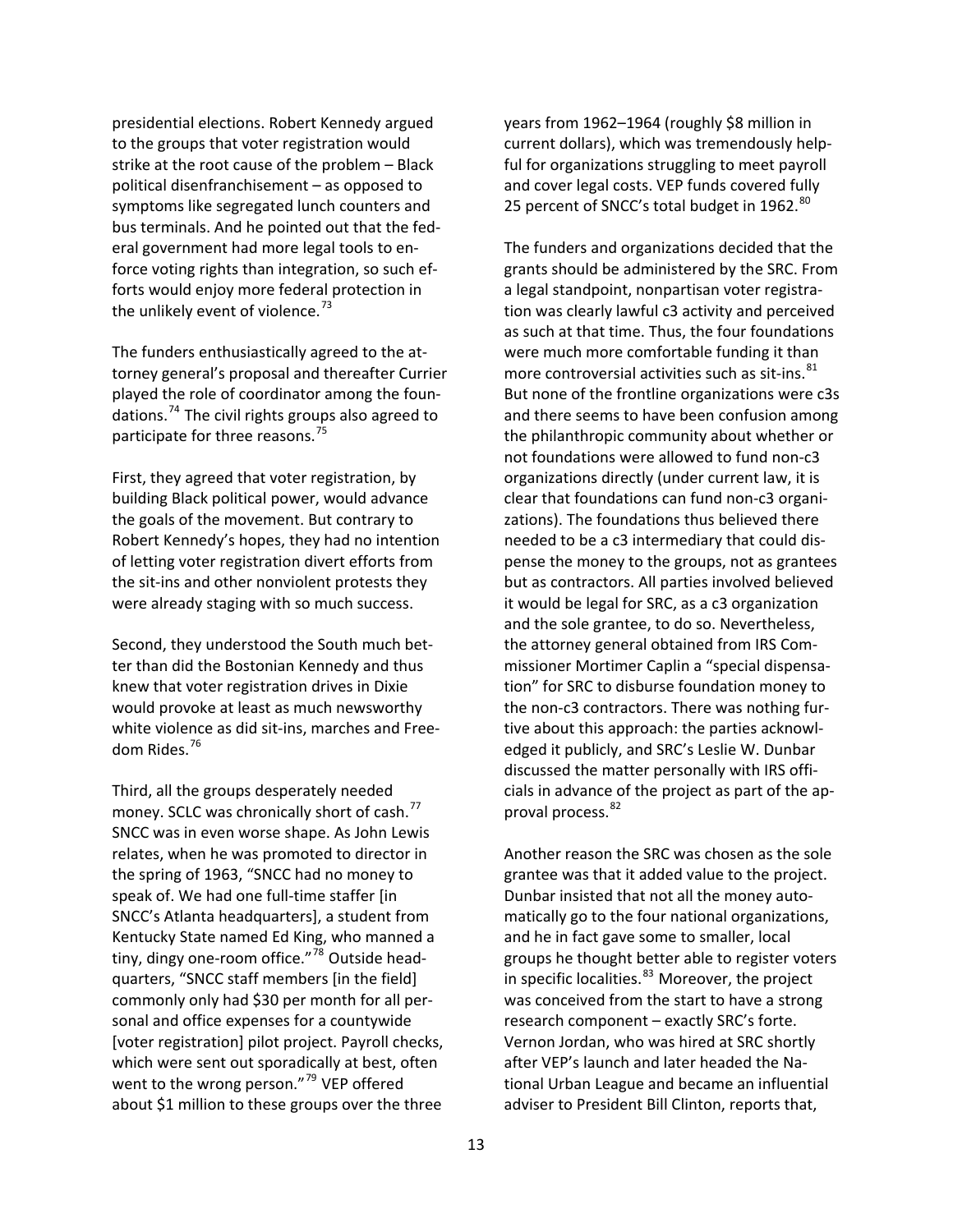presidential elections. Robert Kennedy argued to the groups that voter registration would strike at the root cause of the problem – Black political disenfranchisement – as opposed to symptoms like segregated lunch counters and bus terminals. And he pointed out that the federal government had more legal tools to enforce voting rights than integration, so such efforts would enjoy more federal protection in the unlikely event of violence.[73]

The funders enthusiastically agreed to the attorney general's proposal and thereafter Currier played the role of coordinator among the foundations.[74] The civil rights groups also agreed to participate for three reasons.[75]

First, they agreed that voter registration, by building Black political power, would advance the goals of the movement. But contrary to Robert Kennedy's hopes, they had no intention of letting voter registration divert efforts from the sit-ins and other nonviolent protests they were already staging with so much success.

Second, they understood the South much better than did the Bostonian Kennedy and thus knew that voter registration drives in Dixie would provoke at least as much newsworthy white violence as did sit-ins, marches and Freedom Rides.[76]

Third, all the groups desperately needed money. SCLC was chronically short of cash.[77] SNCC was in even worse shape. As John Lewis relates, when he was promoted to director in the spring of 1963, "SNCC had no money to speak of. We had one full-time staffer [in SNCC's Atlanta headquarters], a student from Kentucky State named Ed King, who manned a tiny, dingy one-room office."[78] Outside headquarters, "SNCC staff members [in the field] commonly only had $30 per month for all personal and office expenses for a countywide [voter registration] pilot project. Payroll checks, which were sent out sporadically at best, often went to the wrong person."[79] VEP offered about $1 million to these groups over the three years from 1962–1964 (roughly $8 million in current dollars), which was tremendously helpful for organizations struggling to meet payroll and cover legal costs. VEP funds covered fully 25 percent of SNCC's total budget in 1962.[80]

The funders and organizations decided that the grants should be administered by the SRC. From a legal standpoint, nonpartisan voter registration was clearly lawful c3 activity and perceived as such at that time. Thus, the four foundations were much more comfortable funding it than more controversial activities such as sit-ins.[81] But none of the frontline organizations were c3s and there seems to have been confusion among the philanthropic community about whether or not foundations were allowed to fund non-c3 organizations directly (under current law, it is clear that foundations can fund non-c3 organizations). The foundations thus believed there needed to be a c3 intermediary that could dispense the money to the groups, not as grantees but as contractors. All parties involved believed it would be legal for SRC, as a c3 organization and the sole grantee, to do so. Nevertheless, the attorney general obtained from IRS Commissioner Mortimer Caplin a "special dispensation" for SRC to disburse foundation money to the non-c3 contractors. There was nothing furtive about this approach: the parties acknowledged it publicly, and SRC's Leslie W. Dunbar discussed the matter personally with IRS officials in advance of the project as part of the approval process.[82]

Another reason the SRC was chosen as the sole grantee was that it added value to the project. Dunbar insisted that not all the money automatically go to the four national organizations, and he in fact gave some to smaller, local groups he thought better able to register voters in specific localities.[83] Moreover, the project was conceived from the start to have a strong research component – exactly SRC's forte. Vernon Jordan, who was hired at SRC shortly after VEP's launch and later headed the National Urban League and became an influential adviser to President Bill Clinton, reports that,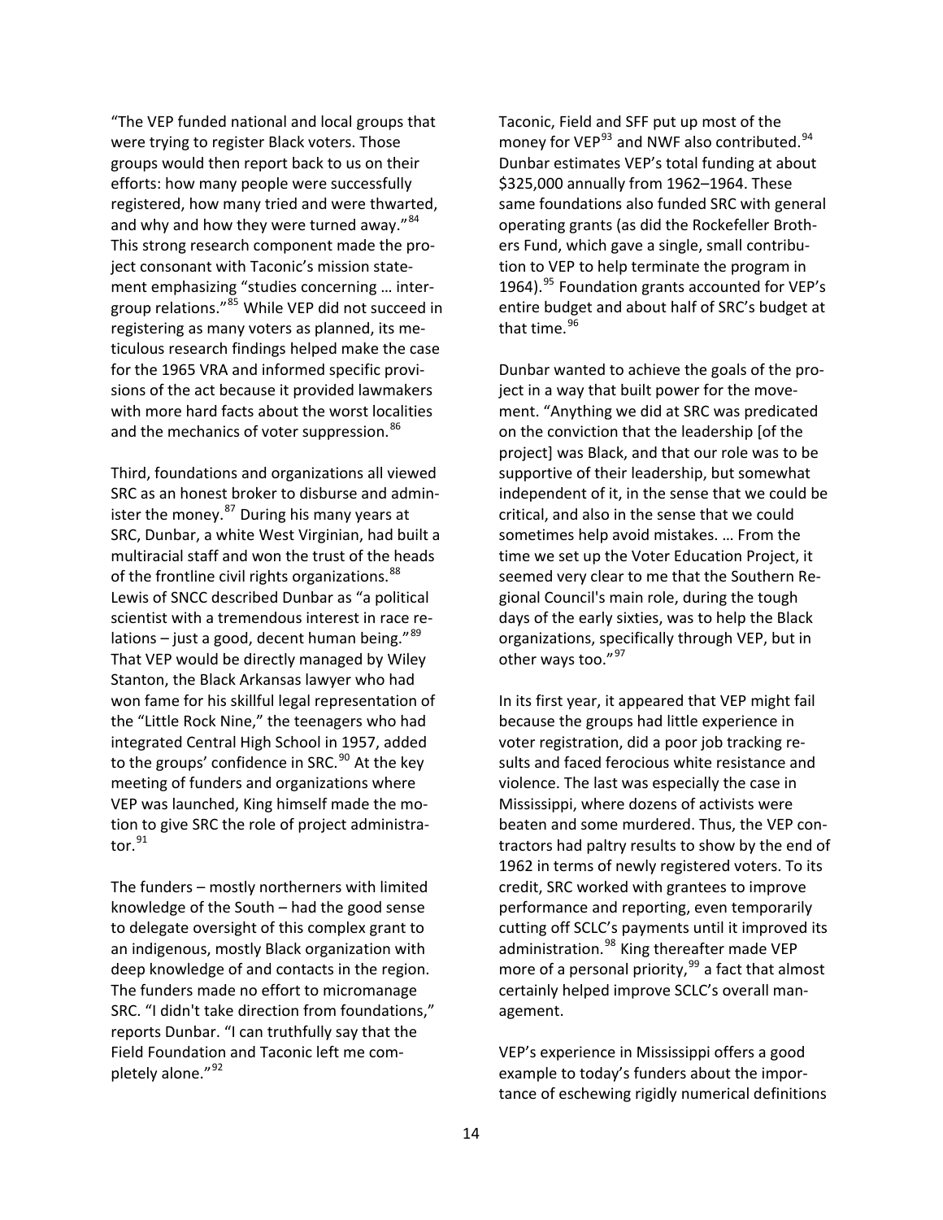"The VEP funded national and local groups that were trying to register Black voters. Those groups would then report back to us on their efforts: how many people were successfully registered, how many tried and were thwarted, and why and how they were turned away."[84] This strong research component made the project consonant with Taconic's mission statement emphasizing "studies concerning … intergroup relations."[85] While VEP did not succeed in registering as many voters as planned, its meticulous research findings helped make the case for the 1965 VRA and informed specific provisions of the act because it provided lawmakers with more hard facts about the worst localities and the mechanics of voter suppression.[86]

Third, foundations and organizations all viewed SRC as an honest broker to disburse and administer the money.[87] During his many years at SRC, Dunbar, a white West Virginian, had built a multiracial staff and won the trust of the heads of the frontline civil rights organizations.[88] Lewis of SNCC described Dunbar as "a political scientist with a tremendous interest in race relations – just a good, decent human being."[89] That VEP would be directly managed by Wiley Stanton, the Black Arkansas lawyer who had won fame for his skillful legal representation of the "Little Rock Nine," the teenagers who had integrated Central High School in 1957, added to the groups' confidence in SRC.[90] At the key meeting of funders and organizations where VEP was launched, King himself made the motion to give SRC the role of project administrator.[91]

The funders – mostly northerners with limited knowledge of the South – had the good sense to delegate oversight of this complex grant to an indigenous, mostly Black organization with deep knowledge of and contacts in the region. The funders made no effort to micromanage SRC. "I didn't take direction from foundations," reports Dunbar. "I can truthfully say that the Field Foundation and Taconic left me completely alone."[92]

Taconic, Field and SFF put up most of the money for VEP[93] and NWF also contributed.[94] Dunbar estimates VEP's total funding at about $325,000 annually from 1962–1964. These same foundations also funded SRC with general operating grants (as did the Rockefeller Brothers Fund, which gave a single, small contribution to VEP to help terminate the program in 1964).[95] Foundation grants accounted for VEP's entire budget and about half of SRC's budget at that time.[96]

Dunbar wanted to achieve the goals of the project in a way that built power for the movement. "Anything we did at SRC was predicated on the conviction that the leadership [of the project] was Black, and that our role was to be supportive of their leadership, but somewhat independent of it, in the sense that we could be critical, and also in the sense that we could sometimes help avoid mistakes. … From the time we set up the Voter Education Project, it seemed very clear to me that the Southern Regional Council's main role, during the tough days of the early sixties, was to help the Black organizations, specifically through VEP, but in other ways too."[97]

In its first year, it appeared that VEP might fail because the groups had little experience in voter registration, did a poor job tracking results and faced ferocious white resistance and violence. The last was especially the case in Mississippi, where dozens of activists were beaten and some murdered. Thus, the VEP contractors had paltry results to show by the end of 1962 in terms of newly registered voters. To its credit, SRC worked with grantees to improve performance and reporting, even temporarily cutting off SCLC's payments until it improved its administration.[98] King thereafter made VEP more of a personal priority,[99] a fact that almost certainly helped improve SCLC's overall management.

VEP's experience in Mississippi offers a good example to today's funders about the importance of eschewing rigidly numerical definitions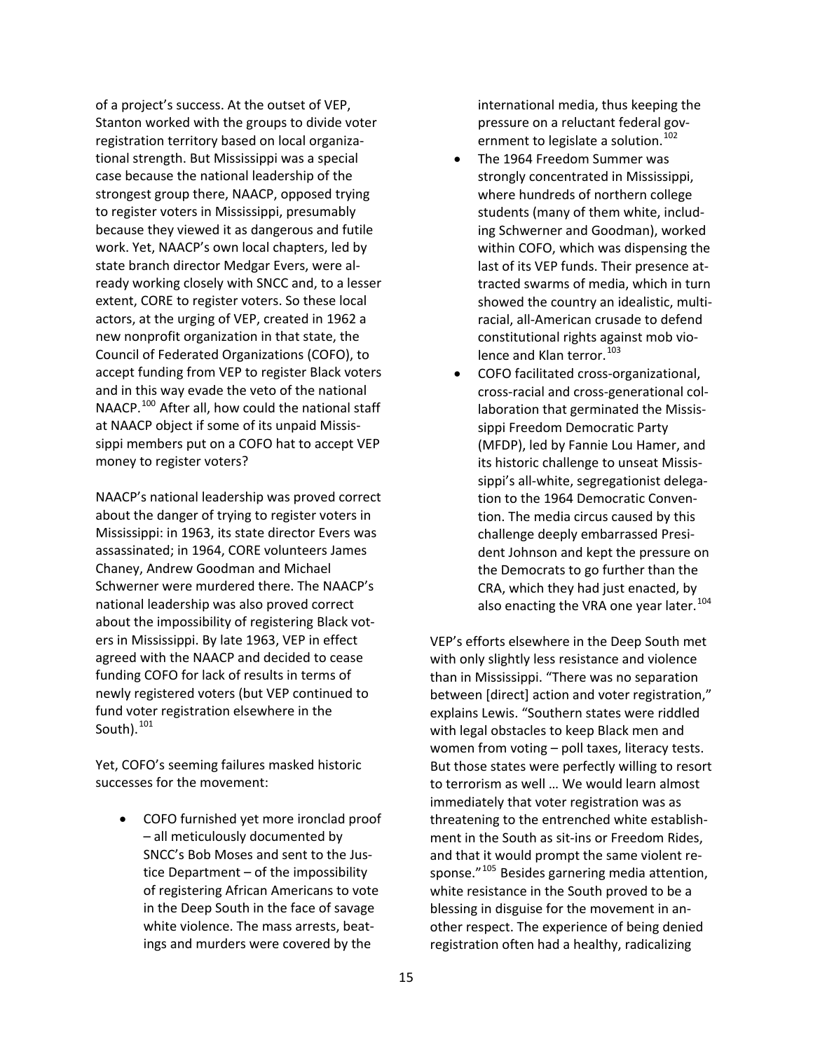of a project's success. At the outset of VEP, Stanton worked with the groups to divide voter registration territory based on local organizational strength. But Mississippi was a special case because the national leadership of the strongest group there, NAACP, opposed trying to register voters in Mississippi, presumably because they viewed it as dangerous and futile work. Yet, NAACP's own local chapters, led by state branch director Medgar Evers, were already working closely with SNCC and, to a lesser extent, CORE to register voters. So these local actors, at the urging of VEP, created in 1962 a new nonprofit organization in that state, the Council of Federated Organizations (COFO), to accept funding from VEP to register Black voters and in this way evade the veto of the national NAACP.[100] After all, how could the national staff at NAACP object if some of its unpaid Mississippi members put on a COFO hat to accept VEP money to register voters?

NAACP's national leadership was proved correct about the danger of trying to register voters in Mississippi: in 1963, its state director Evers was assassinated; in 1964, CORE volunteers James Chaney, Andrew Goodman and Michael Schwerner were murdered there. The NAACP's national leadership was also proved correct about the impossibility of registering Black voters in Mississippi. By late 1963, VEP in effect agreed with the NAACP and decided to cease funding COFO for lack of results in terms of newly registered voters (but VEP continued to fund voter registration elsewhere in the South).[101]

Yet, COFO's seeming failures masked historic successes for the movement:

- COFO furnished yet more ironclad proof – all meticulously documented by SNCC's Bob Moses and sent to the Justice Department – of the impossibility of registering African Americans to vote in the Deep South in the face of savage white violence. The mass arrests, beatings and murders were covered by the international media, thus keeping the pressure on a reluctant federal government to legislate a solution.[102]
- The 1964 Freedom Summer was strongly concentrated in Mississippi, where hundreds of northern college students (many of them white, including Schwerner and Goodman), worked within COFO, which was dispensing the last of its VEP funds. Their presence attracted swarms of media, which in turn showed the country an idealistic, multiracial, all-American crusade to defend constitutional rights against mob violence and Klan terror.[103]
- COFO facilitated cross-organizational, cross-racial and cross-generational collaboration that germinated the Mississippi Freedom Democratic Party (MFDP), led by Fannie Lou Hamer, and its historic challenge to unseat Mississippi's all-white, segregationist delegation to the 1964 Democratic Convention. The media circus caused by this challenge deeply embarrassed President Johnson and kept the pressure on the Democrats to go further than the CRA, which they had just enacted, by also enacting the VRA one year later.[104]

VEP's efforts elsewhere in the Deep South met with only slightly less resistance and violence than in Mississippi. "There was no separation between [direct] action and voter registration," explains Lewis. "Southern states were riddled with legal obstacles to keep Black men and women from voting – poll taxes, literacy tests. But those states were perfectly willing to resort to terrorism as well … We would learn almost immediately that voter registration was as threatening to the entrenched white establishment in the South as sit-ins or Freedom Rides, and that it would prompt the same violent response."[105] Besides garnering media attention, white resistance in the South proved to be a blessing in disguise for the movement in another respect. The experience of being denied registration often had a healthy, radicalizing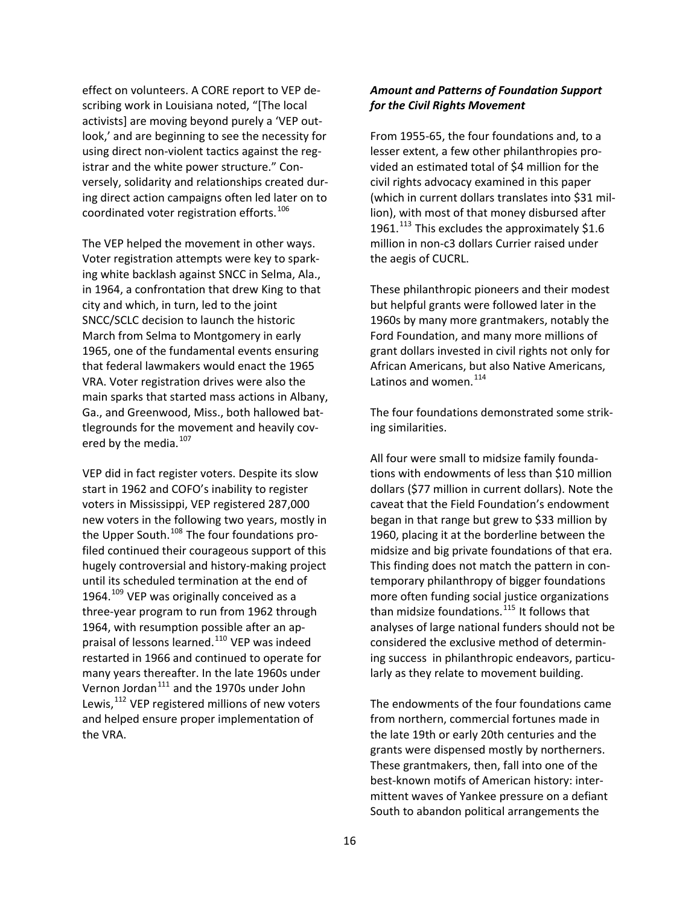effect on volunteers. A CORE report to VEP describing work in Louisiana noted, "[The local activists] are moving beyond purely a 'VEP outlook,' and are beginning to see the necessity for using direct non-violent tactics against the registrar and the white power structure." Conversely, solidarity and relationships created during direct action campaigns often led later on to coordinated voter registration efforts.[106]

The VEP helped the movement in other ways. Voter registration attempts were key to sparking white backlash against SNCC in Selma, Ala., in 1964, a confrontation that drew King to that city and which, in turn, led to the joint SNCC/SCLC decision to launch the historic March from Selma to Montgomery in early 1965, one of the fundamental events ensuring that federal lawmakers would enact the 1965 VRA. Voter registration drives were also the main sparks that started mass actions in Albany, Ga., and Greenwood, Miss., both hallowed battlegrounds for the movement and heavily covered by the media.[107]

VEP did in fact register voters. Despite its slow start in 1962 and COFO's inability to register voters in Mississippi, VEP registered 287,000 new voters in the following two years, mostly in the Upper South.[108] The four foundations profiled continued their courageous support of this hugely controversial and history-making project until its scheduled termination at the end of 1964.[109] VEP was originally conceived as a three-year program to run from 1962 through 1964, with resumption possible after an appraisal of lessons learned.[110] VEP was indeed restarted in 1966 and continued to operate for many years thereafter. In the late 1960s under Vernon Jordan[111] and the 1970s under John Lewis,[112] VEP registered millions of new voters and helped ensure proper implementation of the VRA.

***Amount and Patterns of Foundation Support for the Civil Rights Movement***

From 1955-65, the four foundations and, to a lesser extent, a few other philanthropies provided an estimated total of $4 million for the civil rights advocacy examined in this paper (which in current dollars translates into $31 million), with most of that money disbursed after 1961.[113] This excludes the approximately $1.6 million in non-c3 dollars Currier raised under the aegis of CUCRL.

These philanthropic pioneers and their modest but helpful grants were followed later in the 1960s by many more grantmakers, notably the Ford Foundation, and many more millions of grant dollars invested in civil rights not only for African Americans, but also Native Americans, Latinos and women.[114]

The four foundations demonstrated some striking similarities.

All four were small to midsize family foundations with endowments of less than $10 million dollars ($77 million in current dollars). Note the caveat that the Field Foundation's endowment began in that range but grew to $33 million by 1960, placing it at the borderline between the midsize and big private foundations of that era. This finding does not match the pattern in contemporary philanthropy of bigger foundations more often funding social justice organizations than midsize foundations.[115] It follows that analyses of large national funders should not be considered the exclusive method of determining success in philanthropic endeavors, particularly as they relate to movement building.

The endowments of the four foundations came from northern, commercial fortunes made in the late 19th or early 20th centuries and the grants were dispensed mostly by northerners. These grantmakers, then, fall into one of the best-known motifs of American history: intermittent waves of Yankee pressure on a defiant South to abandon political arrangements the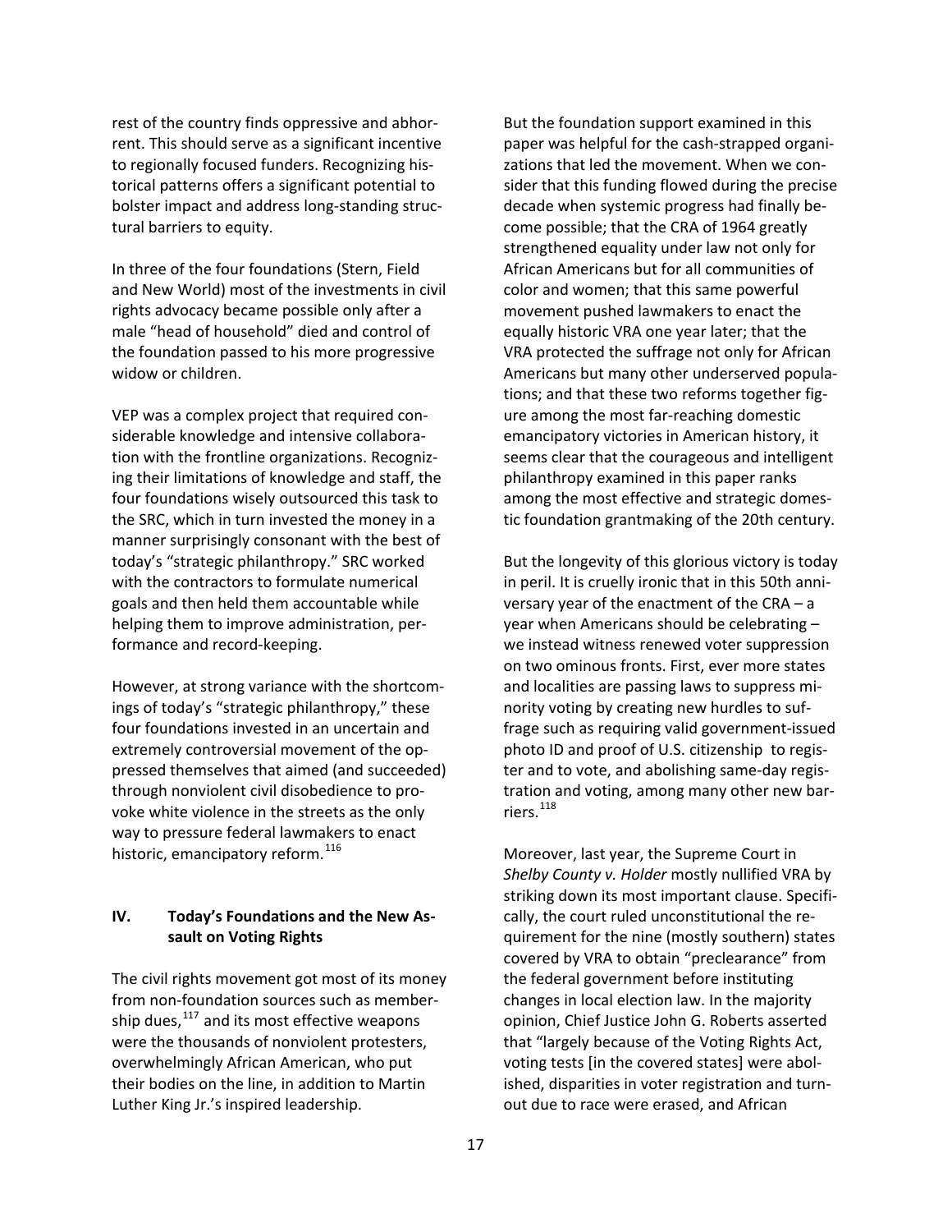rest of the country finds oppressive and abhorrent. This should serve as a significant incentive to regionally focused funders. Recognizing historical patterns offers a significant potential to bolster impact and address long-standing structural barriers to equity.

In three of the four foundations (Stern, Field and New World) most of the investments in civil rights advocacy became possible only after a male "head of household" died and control of the foundation passed to his more progressive widow or children.

VEP was a complex project that required considerable knowledge and intensive collaboration with the frontline organizations. Recognizing their limitations of knowledge and staff, the four foundations wisely outsourced this task to the SRC, which in turn invested the money in a manner surprisingly consonant with the best of today's "strategic philanthropy." SRC worked with the contractors to formulate numerical goals and then held them accountable while helping them to improve administration, performance and record-keeping.

However, at strong variance with the shortcomings of today's "strategic philanthropy," these four foundations invested in an uncertain and extremely controversial movement of the oppressed themselves that aimed (and succeeded) through nonviolent civil disobedience to provoke white violence in the streets as the only way to pressure federal lawmakers to enact historic, emancipatory reform.[116]

## IV. Today's Foundations and the New Assault on Voting Rights

The civil rights movement got most of its money from non-foundation sources such as membership dues,[117] and its most effective weapons were the thousands of nonviolent protesters, overwhelmingly African American, who put their bodies on the line, in addition to Martin Luther King Jr.'s inspired leadership.

But the foundation support examined in this paper was helpful for the cash-strapped organizations that led the movement. When we consider that this funding flowed during the precise decade when systemic progress had finally become possible; that the CRA of 1964 greatly strengthened equality under law not only for African Americans but for all communities of color and women; that this same powerful movement pushed lawmakers to enact the equally historic VRA one year later; that the VRA protected the suffrage not only for African Americans but many other underserved populations; and that these two reforms together figure among the most far-reaching domestic emancipatory victories in American history, it seems clear that the courageous and intelligent philanthropy examined in this paper ranks among the most effective and strategic domestic foundation grantmaking of the 20th century.

But the longevity of this glorious victory is today in peril. It is cruelly ironic that in this 50th anniversary year of the enactment of the CRA – a year when Americans should be celebrating – we instead witness renewed voter suppression on two ominous fronts. First, ever more states and localities are passing laws to suppress minority voting by creating new hurdles to suffrage such as requiring valid government-issued photo ID and proof of U.S. citizenship to register and to vote, and abolishing same-day registration and voting, among many other new barriers.[118]

Moreover, last year, the Supreme Court in *Shelby County v. Holder* mostly nullified VRA by striking down its most important clause. Specifically, the court ruled unconstitutional the requirement for the nine (mostly southern) states covered by VRA to obtain "preclearance" from the federal government before instituting changes in local election law. In the majority opinion, Chief Justice John G. Roberts asserted that "largely because of the Voting Rights Act, voting tests [in the covered states] were abolished, disparities in voter registration and turnout due to race were erased, and African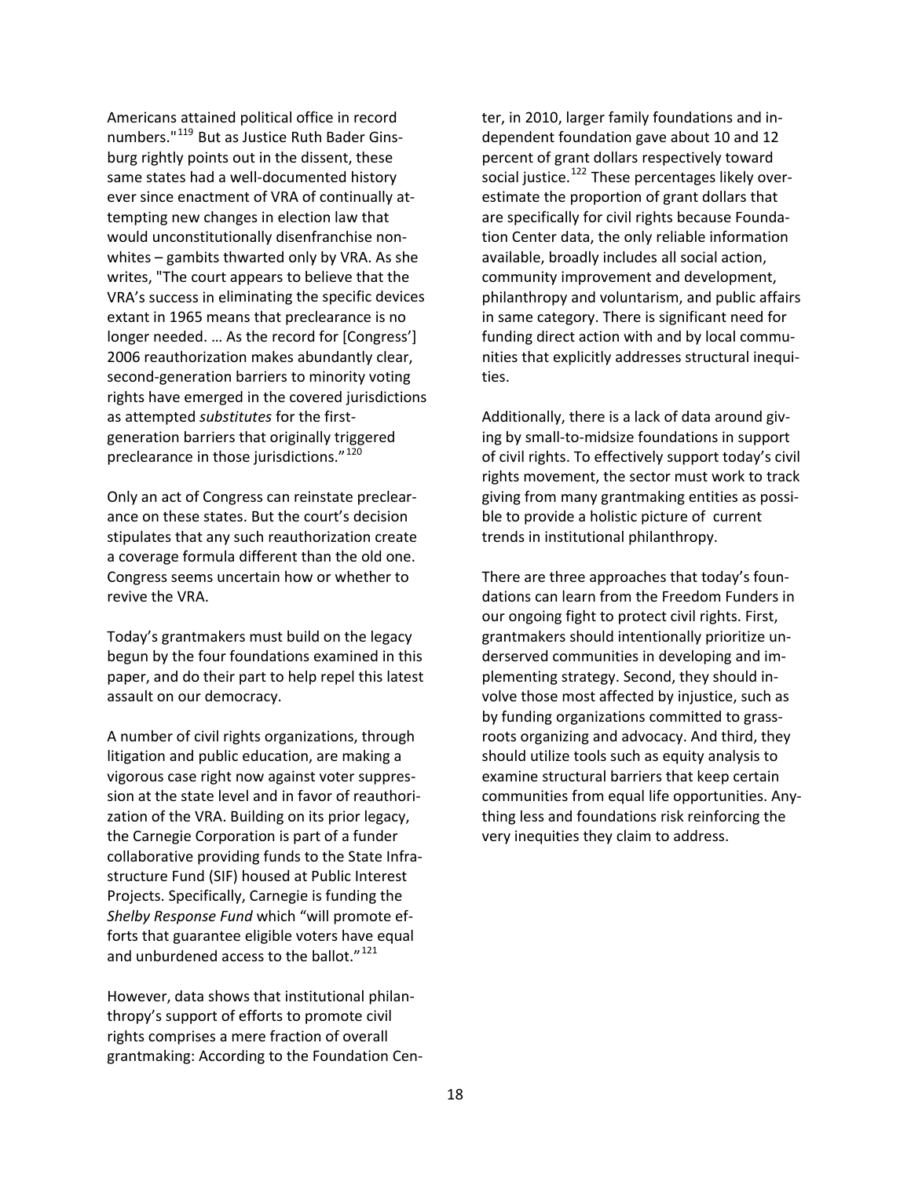Americans attained political office in record numbers."[119] But as Justice Ruth Bader Ginsburg rightly points out in the dissent, these same states had a well-documented history ever since enactment of VRA of continually attempting new changes in election law that would unconstitutionally disenfranchise nonwhites – gambits thwarted only by VRA. As she writes, "The court appears to believe that the VRA's success in eliminating the specific devices extant in 1965 means that preclearance is no longer needed. … As the record for [Congress'] 2006 reauthorization makes abundantly clear, second-generation barriers to minority voting rights have emerged in the covered jurisdictions as attempted *substitutes* for the first-generation barriers that originally triggered preclearance in those jurisdictions."[120]

Only an act of Congress can reinstate preclearance on these states. But the court's decision stipulates that any such reauthorization create a coverage formula different than the old one. Congress seems uncertain how or whether to revive the VRA.

Today's grantmakers must build on the legacy begun by the four foundations examined in this paper, and do their part to help repel this latest assault on our democracy.

A number of civil rights organizations, through litigation and public education, are making a vigorous case right now against voter suppression at the state level and in favor of reauthorization of the VRA. Building on its prior legacy, the Carnegie Corporation is part of a funder collaborative providing funds to the State Infrastructure Fund (SIF) housed at Public Interest Projects. Specifically, Carnegie is funding the *Shelby Response Fund* which "will promote efforts that guarantee eligible voters have equal and unburdened access to the ballot."[121]

However, data shows that institutional philanthropy's support of efforts to promote civil rights comprises a mere fraction of overall grantmaking: According to the Foundation Center, in 2010, larger family foundations and independent foundation gave about 10 and 12 percent of grant dollars respectively toward social justice.[122] These percentages likely overestimate the proportion of grant dollars that are specifically for civil rights because Foundation Center data, the only reliable information available, broadly includes all social action, community improvement and development, philanthropy and voluntarism, and public affairs in same category. There is significant need for funding direct action with and by local communities that explicitly addresses structural inequities.

Additionally, there is a lack of data around giving by small-to-midsize foundations in support of civil rights. To effectively support today's civil rights movement, the sector must work to track giving from many grantmaking entities as possible to provide a holistic picture of current trends in institutional philanthropy.

There are three approaches that today's foundations can learn from the Freedom Funders in our ongoing fight to protect civil rights. First, grantmakers should intentionally prioritize underserved communities in developing and implementing strategy. Second, they should involve those most affected by injustice, such as by funding organizations committed to grassroots organizing and advocacy. And third, they should utilize tools such as equity analysis to examine structural barriers that keep certain communities from equal life opportunities. Anything less and foundations risk reinforcing the very inequities they claim to address.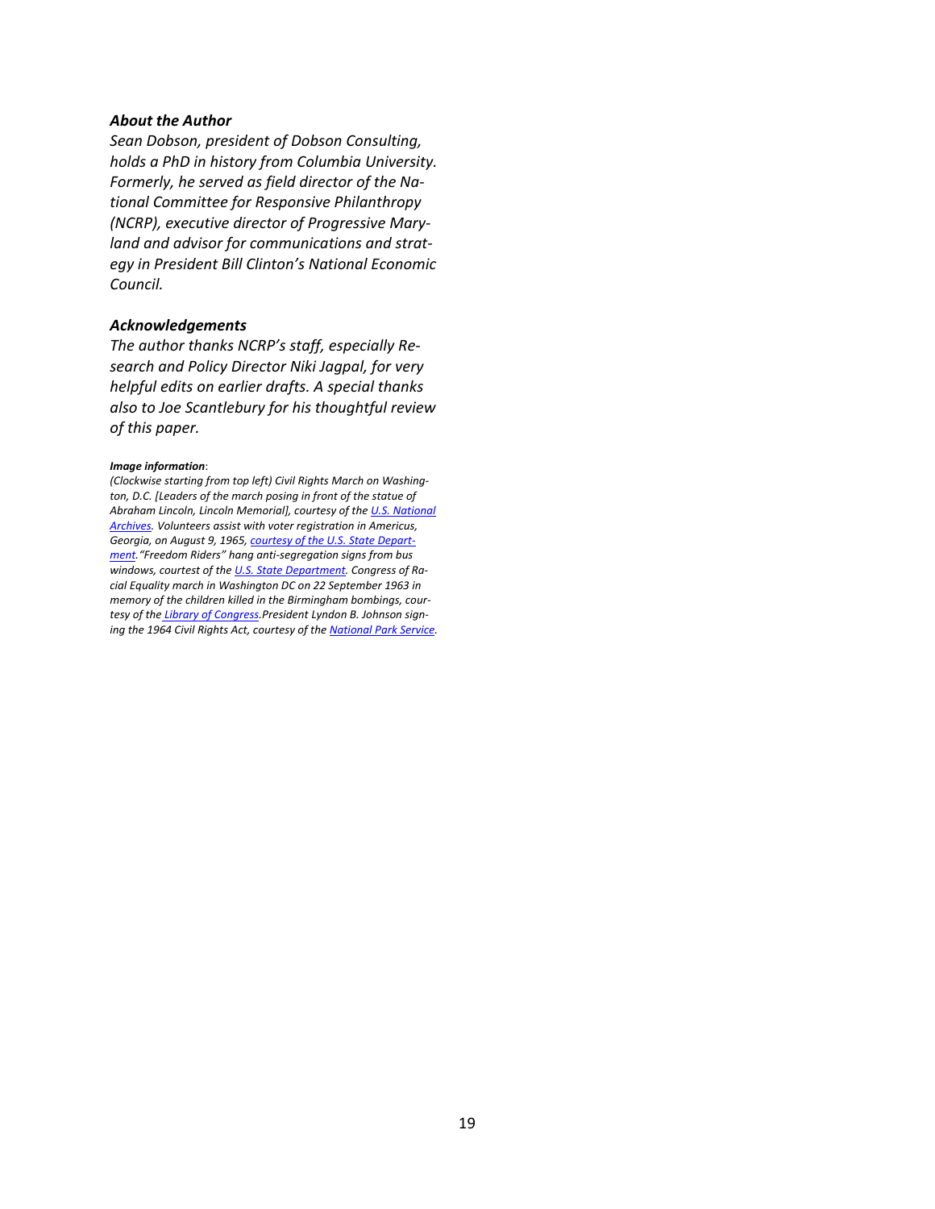### *About the Author*

*Sean Dobson, president of Dobson Consulting, holds a PhD in history from Columbia University. Formerly, he served as field director of the National Committee for Responsive Philanthropy (NCRP), executive director of Progressive Maryland and advisor for communications and strategy in President Bill Clinton's National Economic Council.*

### *Acknowledgements*

*The author thanks NCRP's staff, especially Research and Policy Director Niki Jagpal, for very helpful edits on earlier drafts. A special thanks also to Joe Scantlebury for his thoughtful review of this paper.*

***Image information***:
*(Clockwise starting from top left) Civil Rights March on Washington, D.C. [Leaders of the march posing in front of the statue of Abraham Lincoln, Lincoln Memorial], courtesy of the U.S. National Archives. Volunteers assist with voter registration in Americus, Georgia, on August 9, 1965, courtesy of the U.S. State Department."Freedom Riders" hang anti-segregation signs from bus windows, courtest of the U.S. State Department. Congress of Racial Equality march in Washington DC on 22 September 1963 in memory of the children killed in the Birmingham bombings, courtesy of the Library of Congress.President Lyndon B. Johnson signing the 1964 Civil Rights Act, courtesy of the National Park Service.*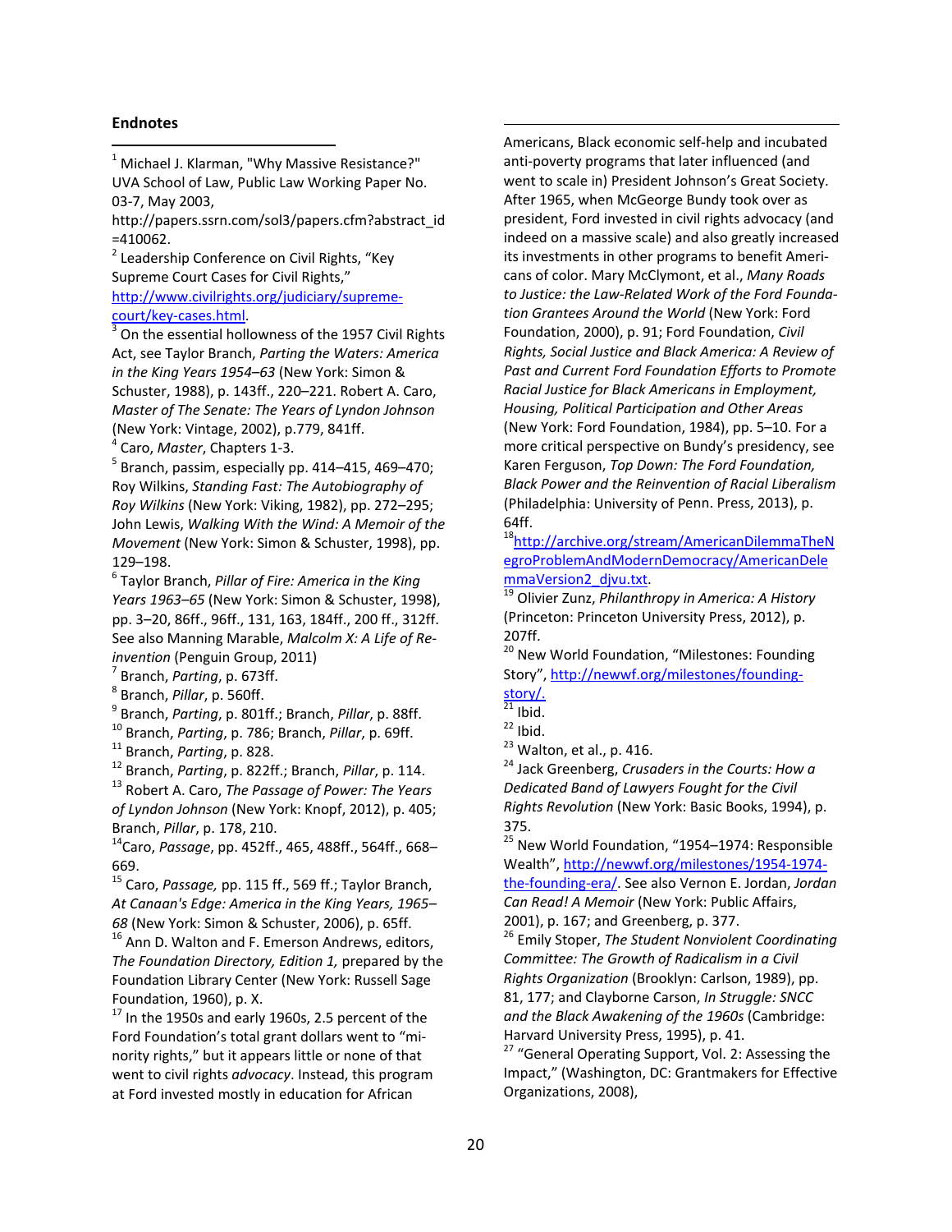## Endnotes

[1] Michael J. Klarman, "Why Massive Resistance?" UVA School of Law, Public Law Working Paper No. 03-7, May 2003, http://papers.ssrn.com/sol3/papers.cfm?abstract_id =410062.

[2] Leadership Conference on Civil Rights, "Key Supreme Court Cases for Civil Rights," http://www.civilrights.org/judiciary/supreme-court/key-cases.html.

[3] On the essential hollowness of the 1957 Civil Rights Act, see Taylor Branch, *Parting the Waters: America in the King Years 1954–63* (New York: Simon & Schuster, 1988), p. 143ff., 220–221. Robert A. Caro, *Master of The Senate: The Years of Lyndon Johnson* (New York: Vintage, 2002), p.779, 841ff.

[4] Caro, *Master*, Chapters 1-3.

[5] Branch, passim, especially pp. 414–415, 469–470; Roy Wilkins, *Standing Fast: The Autobiography of Roy Wilkins* (New York: Viking, 1982), pp. 272–295; John Lewis, *Walking With the Wind: A Memoir of the Movement* (New York: Simon & Schuster, 1998), pp. 129–198.

[6] Taylor Branch, *Pillar of Fire: America in the King Years 1963–65* (New York: Simon & Schuster, 1998), pp. 3–20, 86ff., 96ff., 131, 163, 184ff., 200 ff., 312ff. See also Manning Marable, *Malcolm X: A Life of Reinvention* (Penguin Group, 2011)

[7] Branch, *Parting*, p. 673ff.

[8] Branch, *Pillar*, p. 560ff.

[9] Branch, *Parting*, p. 801ff.; Branch, *Pillar*, p. 88ff.

[10] Branch, *Parting*, p. 786; Branch, *Pillar*, p. 69ff.

[11] Branch, *Parting*, p. 828.

[12] Branch, *Parting*, p. 822ff.; Branch, *Pillar*, p. 114.

[13] Robert A. Caro, *The Passage of Power: The Years of Lyndon Johnson* (New York: Knopf, 2012), p. 405; Branch, *Pillar*, p. 178, 210.

[14] Caro, *Passage*, pp. 452ff., 465, 488ff., 564ff., 668–669.

[15] Caro, *Passage,* pp. 115 ff., 569 ff.; Taylor Branch, *At Canaan's Edge: America in the King Years, 1965–68* (New York: Simon & Schuster, 2006), p. 65ff.

[16] Ann D. Walton and F. Emerson Andrews, editors, *The Foundation Directory, Edition 1,* prepared by the Foundation Library Center (New York: Russell Sage Foundation, 1960), p. X.

[17] In the 1950s and early 1960s, 2.5 percent of the Ford Foundation's total grant dollars went to "minority rights," but it appears little or none of that went to civil rights *advocacy*. Instead, this program at Ford invested mostly in education for African Americans, Black economic self-help and incubated anti-poverty programs that later influenced (and went to scale in) President Johnson's Great Society. After 1965, when McGeorge Bundy took over as president, Ford invested in civil rights advocacy (and indeed on a massive scale) and also greatly increased its investments in other programs to benefit Americans of color. Mary McClymont, et al., *Many Roads to Justice: the Law-Related Work of the Ford Foundation Grantees Around the World* (New York: Ford Foundation, 2000), p. 91; Ford Foundation, *Civil Rights, Social Justice and Black America: A Review of Past and Current Ford Foundation Efforts to Promote Racial Justice for Black Americans in Employment, Housing, Political Participation and Other Areas* (New York: Ford Foundation, 1984), pp. 5–10. For a more critical perspective on Bundy's presidency, see Karen Ferguson, *Top Down: The Ford Foundation, Black Power and the Reinvention of Racial Liberalism* (Philadelphia: University of Penn. Press, 2013), p. 64ff.

[18] http://archive.org/stream/AmericanDilemmaTheNegroProblemAndModernDemocracy/AmericanDelemmaVersion2_djvu.txt.

[19] Olivier Zunz, *Philanthropy in America: A History* (Princeton: Princeton University Press, 2012), p. 207ff.

[20] New World Foundation, "Milestones: Founding Story", http://newwf.org/milestones/founding-story/.

[21] Ibid.

[22] Ibid.

[23] Walton, et al., p. 416.

[24] Jack Greenberg, *Crusaders in the Courts: How a Dedicated Band of Lawyers Fought for the Civil Rights Revolution* (New York: Basic Books, 1994), p. 375.

[25] New World Foundation, "1954–1974: Responsible Wealth", http://newwf.org/milestones/1954-1974-the-founding-era/. See also Vernon E. Jordan, *Jordan Can Read! A Memoir* (New York: Public Affairs, 2001), p. 167; and Greenberg, p. 377.

[26] Emily Stoper, *The Student Nonviolent Coordinating Committee: The Growth of Radicalism in a Civil Rights Organization* (Brooklyn: Carlson, 1989), pp. 81, 177; and Clayborne Carson, *In Struggle: SNCC and the Black Awakening of the 1960s* (Cambridge: Harvard University Press, 1995), p. 41.

[27] "General Operating Support, Vol. 2: Assessing the Impact," (Washington, DC: Grantmakers for Effective Organizations, 2008),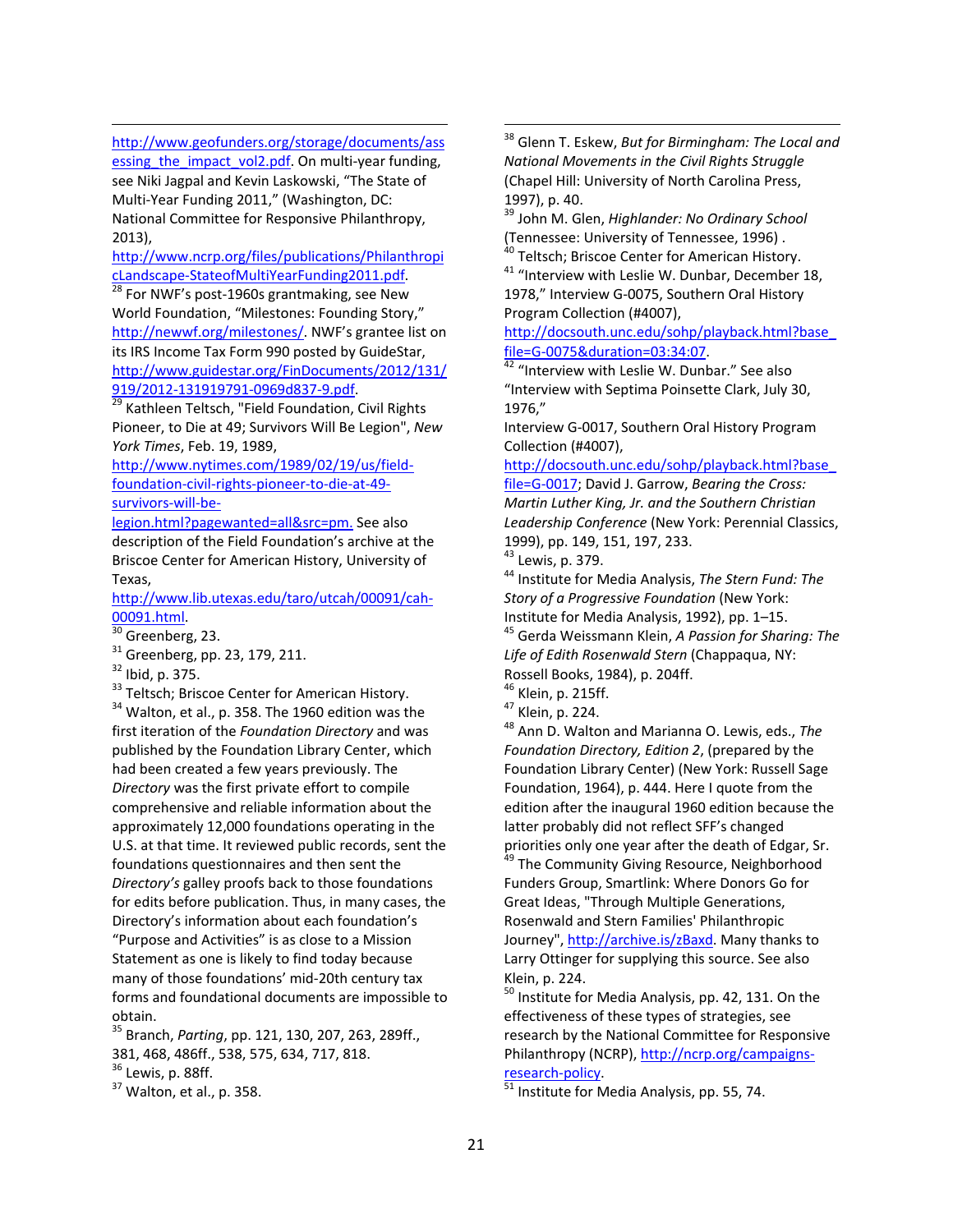http://www.geofunders.org/storage/documents/assessing_the_impact_vol2.pdf. On multi-year funding, see Niki Jagpal and Kevin Laskowski, "The State of Multi-Year Funding 2011," (Washington, DC: National Committee for Responsive Philanthropy, 2013), http://www.ncrp.org/files/publications/PhilanthropicLandscape-StateofMultiYearFunding2011.pdf.

[28] For NWF's post-1960s grantmaking, see New World Foundation, "Milestones: Founding Story," http://newwf.org/milestones/. NWF's grantee list on its IRS Income Tax Form 990 posted by GuideStar, http://www.guidestar.org/FinDocuments/2012/131/919/2012-131919791-0969d837-9.pdf.

[29] Kathleen Teltsch, "Field Foundation, Civil Rights Pioneer, to Die at 49; Survivors Will Be Legion", *New York Times*, Feb. 19, 1989, http://www.nytimes.com/1989/02/19/us/field-foundation-civil-rights-pioneer-to-die-at-49-survivors-will-be-legion.html?pagewanted=all&src=pm. See also description of the Field Foundation's archive at the Briscoe Center for American History, University of Texas, http://www.lib.utexas.edu/taro/utcah/00091/cah-00091.html.

[30] Greenberg, 23.

[31] Greenberg, pp. 23, 179, 211.

[32] Ibid, p. 375.

[33] Teltsch; Briscoe Center for American History.

[34] Walton, et al., p. 358. The 1960 edition was the first iteration of the *Foundation Directory* and was published by the Foundation Library Center, which had been created a few years previously. The *Directory* was the first private effort to compile comprehensive and reliable information about the approximately 12,000 foundations operating in the U.S. at that time. It reviewed public records, sent the foundations questionnaires and then sent the *Directory's* galley proofs back to those foundations for edits before publication. Thus, in many cases, the Directory's information about each foundation's "Purpose and Activities" is as close to a Mission Statement as one is likely to find today because many of those foundations' mid-20th century tax forms and foundational documents are impossible to obtain.

[35] Branch, *Parting*, pp. 121, 130, 207, 263, 289ff., 381, 468, 486ff., 538, 575, 634, 717, 818.

[36] Lewis, p. 88ff.

[37] Walton, et al., p. 358.

[38] Glenn T. Eskew, *But for Birmingham: The Local and National Movements in the Civil Rights Struggle* (Chapel Hill: University of North Carolina Press, 1997), p. 40.

[39] John M. Glen, *Highlander: No Ordinary School* (Tennessee: University of Tennessee, 1996) .

[40] Teltsch; Briscoe Center for American History.

[41] "Interview with Leslie W. Dunbar, December 18, 1978," Interview G-0075, Southern Oral History Program Collection (#4007), http://docsouth.unc.edu/sohp/playback.html?base_file=G-0075&duration=03:34:07.

[42] "Interview with Leslie W. Dunbar." See also "Interview with Septima Poinsette Clark, July 30, 1976," Interview G-0017, Southern Oral History Program Collection (#4007), http://docsouth.unc.edu/sohp/playback.html?base_file=G-0017; David J. Garrow, *Bearing the Cross: Martin Luther King, Jr. and the Southern Christian Leadership Conference* (New York: Perennial Classics, 1999), pp. 149, 151, 197, 233.

[43] Lewis, p. 379.

[44] Institute for Media Analysis, *The Stern Fund: The Story of a Progressive Foundation* (New York: Institute for Media Analysis, 1992), pp. 1–15.

[45] Gerda Weissmann Klein, *A Passion for Sharing: The Life of Edith Rosenwald Stern* (Chappaqua, NY: Rossell Books, 1984), p. 204ff.

[46] Klein, p. 215ff.

[47] Klein, p. 224.

[48] Ann D. Walton and Marianna O. Lewis, eds., *The Foundation Directory, Edition 2*, (prepared by the Foundation Library Center) (New York: Russell Sage Foundation, 1964), p. 444. Here I quote from the edition after the inaugural 1960 edition because the latter probably did not reflect SFF's changed priorities only one year after the death of Edgar, Sr.

[49] The Community Giving Resource, Neighborhood Funders Group, Smartlink: Where Donors Go for Great Ideas, "Through Multiple Generations, Rosenwald and Stern Families' Philanthropic Journey", http://archive.is/zBaxd. Many thanks to Larry Ottinger for supplying this source. See also Klein, p. 224.

[50] Institute for Media Analysis, pp. 42, 131. On the effectiveness of these types of strategies, see research by the National Committee for Responsive Philanthropy (NCRP), http://ncrp.org/campaigns-research-policy.

[51] Institute for Media Analysis, pp. 55, 74.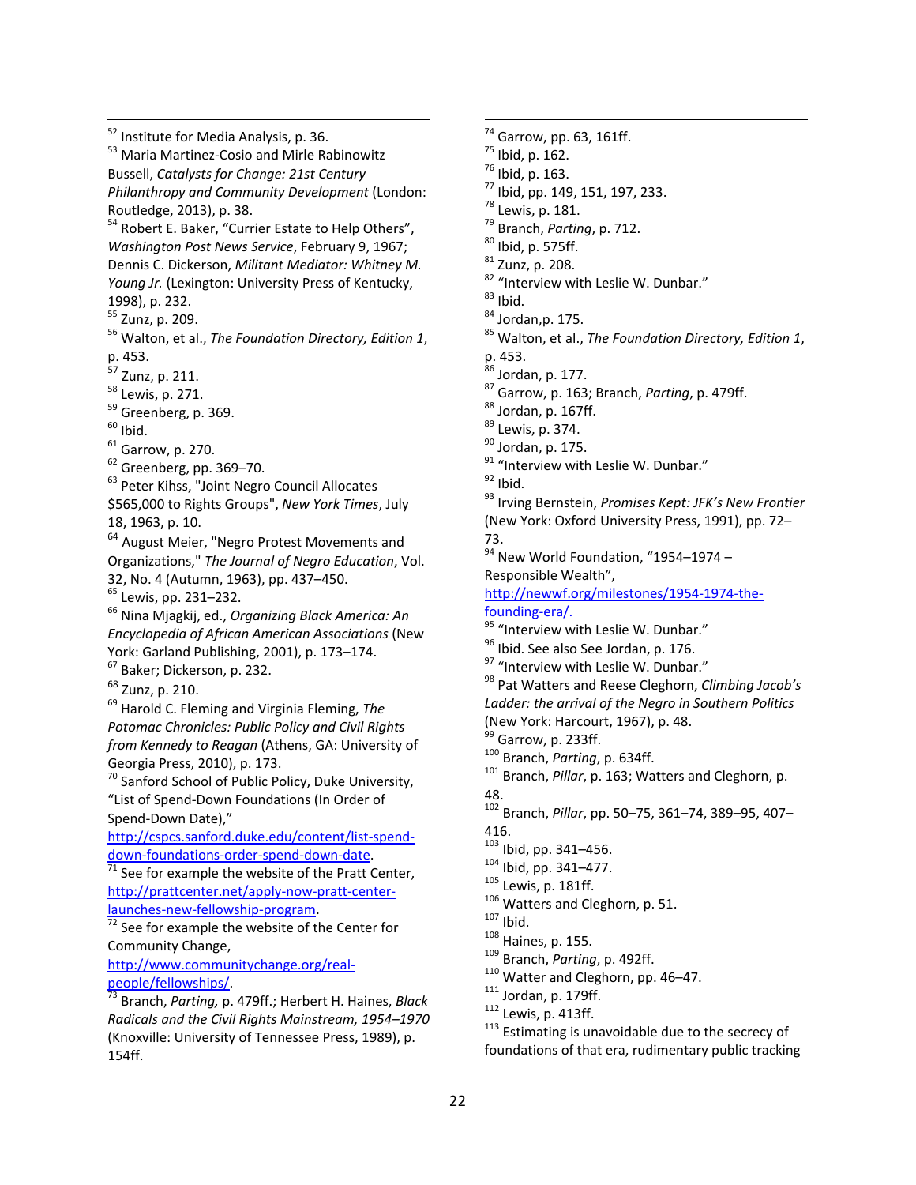[52] Institute for Media Analysis, p. 36.

[53] Maria Martinez-Cosio and Mirle Rabinowitz Bussell, *Catalysts for Change: 21st Century Philanthropy and Community Development* (London: Routledge, 2013), p. 38.

[54] Robert E. Baker, "Currier Estate to Help Others", *Washington Post News Service*, February 9, 1967; Dennis C. Dickerson, *Militant Mediator: Whitney M. Young Jr.* (Lexington: University Press of Kentucky, 1998), p. 232.

[55] Zunz, p. 209.

[56] Walton, et al., *The Foundation Directory, Edition 1*, p. 453.

[57] Zunz, p. 211.

[58] Lewis, p. 271.

[59] Greenberg, p. 369.

[60] Ibid.

[61] Garrow, p. 270.

[62] Greenberg, pp. 369–70.

[63] Peter Kihss, "Joint Negro Council Allocates $565,000 to Rights Groups", *New York Times*, July 18, 1963, p. 10.

[64] August Meier, "Negro Protest Movements and Organizations," *The Journal of Negro Education*, Vol. 32, No. 4 (Autumn, 1963), pp. 437–450.

[65] Lewis, pp. 231–232.

[66] Nina Mjagkij, ed., *Organizing Black America: An Encyclopedia of African American Associations* (New York: Garland Publishing, 2001), p. 173–174.

[67] Baker; Dickerson, p. 232.

[68] Zunz, p. 210.

[69] Harold C. Fleming and Virginia Fleming, *The Potomac Chronicles: Public Policy and Civil Rights from Kennedy to Reagan* (Athens, GA: University of Georgia Press, 2010), p. 173.

[70] Sanford School of Public Policy, Duke University, "List of Spend-Down Foundations (In Order of Spend-Down Date)," http://cspcs.sanford.duke.edu/content/list-spend-down-foundations-order-spend-down-date.

[71] See for example the website of the Pratt Center, http://prattcenter.net/apply-now-pratt-center-launches-new-fellowship-program.

[72] See for example the website of the Center for Community Change, http://www.communitychange.org/real-people/fellowships/.

[73] Branch, *Parting,* p. 479ff.; Herbert H. Haines, *Black Radicals and the Civil Rights Mainstream, 1954–1970* (Knoxville: University of Tennessee Press, 1989), p. 154ff.

[74] Garrow, pp. 63, 161ff.

[75] Ibid, p. 162.

[76] Ibid, p. 163.

[77] Ibid, pp. 149, 151, 197, 233.

[78] Lewis, p. 181.

[79] Branch, *Parting*, p. 712.

[80] Ibid, p. 575ff.

[81] Zunz, p. 208.

[82] "Interview with Leslie W. Dunbar."

[83] Ibid.

[84] Jordan,p. 175.

[85] Walton, et al., *The Foundation Directory, Edition 1*, p. 453.

[86] Jordan, p. 177.

[87] Garrow, p. 163; Branch, *Parting*, p. 479ff.

[88] Jordan, p. 167ff.

[89] Lewis, p. 374.

[90] Jordan, p. 175.

[91] "Interview with Leslie W. Dunbar."

[92] Ibid.

[93] Irving Bernstein, *Promises Kept: JFK's New Frontier* (New York: Oxford University Press, 1991), pp. 72–73.

[94] New World Foundation, "1954–1974 – Responsible Wealth", http://newwf.org/milestones/1954-1974-the-founding-era/.

[95] "Interview with Leslie W. Dunbar."

[96] Ibid. See also See Jordan, p. 176.

[97] "Interview with Leslie W. Dunbar."

[98] Pat Watters and Reese Cleghorn, *Climbing Jacob's Ladder: the arrival of the Negro in Southern Politics* (New York: Harcourt, 1967), p. 48.

[99] Garrow, p. 233ff.

[100] Branch, *Parting*, p. 634ff.

[101] Branch, *Pillar*, p. 163; Watters and Cleghorn, p. 48.

[102] Branch, *Pillar*, pp. 50–75, 361–74, 389–95, 407–416.

[103] Ibid, pp. 341–456.

[104] Ibid, pp. 341–477.

[105] Lewis, p. 181ff.

[106] Watters and Cleghorn, p. 51.

[107] Ibid.

[108] Haines, p. 155.

[109] Branch, *Parting*, p. 492ff.

[110] Watter and Cleghorn, pp. 46–47.

[111] Jordan, p. 179ff.

[112] Lewis, p. 413ff.

[113] Estimating is unavoidable due to the secrecy of foundations of that era, rudimentary public tracking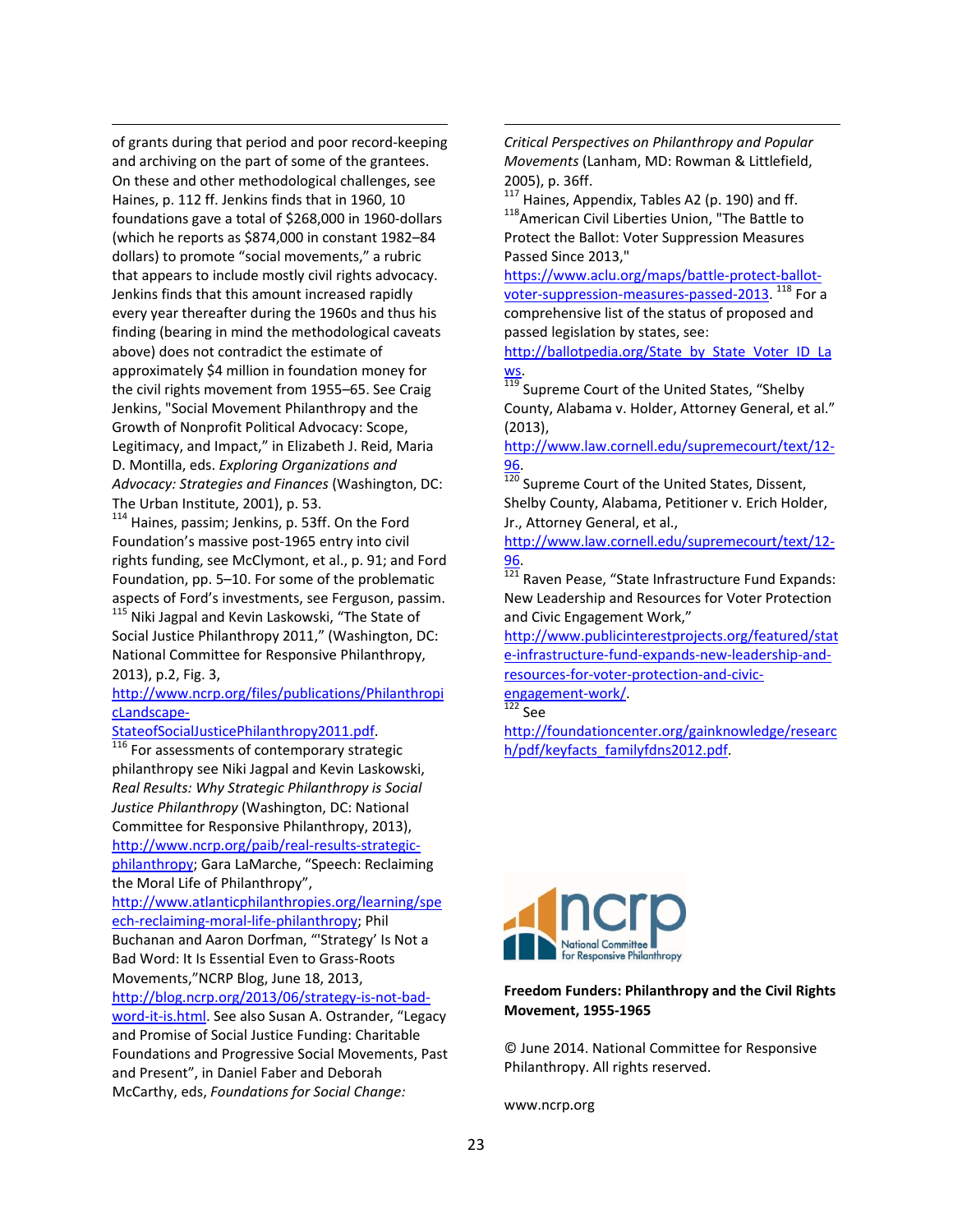of grants during that period and poor record-keeping and archiving on the part of some of the grantees. On these and other methodological challenges, see Haines, p. 112 ff. Jenkins finds that in 1960, 10 foundations gave a total of $268,000 in 1960-dollars (which he reports as $874,000 in constant 1982–84 dollars) to promote "social movements," a rubric that appears to include mostly civil rights advocacy. Jenkins finds that this amount increased rapidly every year thereafter during the 1960s and thus his finding (bearing in mind the methodological caveats above) does not contradict the estimate of approximately $4 million in foundation money for the civil rights movement from 1955–65. See Craig Jenkins, "Social Movement Philanthropy and the Growth of Nonprofit Political Advocacy: Scope, Legitimacy, and Impact," in Elizabeth J. Reid, Maria D. Montilla, eds. *Exploring Organizations and Advocacy: Strategies and Finances* (Washington, DC: The Urban Institute, 2001), p. 53.

[114] Haines, passim; Jenkins, p. 53ff. On the Ford Foundation's massive post-1965 entry into civil rights funding, see McClymont, et al., p. 91; and Ford Foundation, pp. 5–10. For some of the problematic aspects of Ford's investments, see Ferguson, passim.

[115] Niki Jagpal and Kevin Laskowski, "The State of Social Justice Philanthropy 2011," (Washington, DC: National Committee for Responsive Philanthropy, 2013), p.2, Fig. 3, http://www.ncrp.org/files/publications/PhilanthropicLandscape-StateofSocialJusticePhilanthropy2011.pdf.

[116] For assessments of contemporary strategic philanthropy see Niki Jagpal and Kevin Laskowski, *Real Results: Why Strategic Philanthropy is Social Justice Philanthropy* (Washington, DC: National Committee for Responsive Philanthropy, 2013), http://www.ncrp.org/paib/real-results-strategic-philanthropy; Gara LaMarche, "Speech: Reclaiming the Moral Life of Philanthropy", http://www.atlanticphilanthropies.org/learning/speech-reclaiming-moral-life-philanthropy; Phil Buchanan and Aaron Dorfman, "'Strategy' Is Not a Bad Word: It Is Essential Even to Grass-Roots Movements,"NCRP Blog, June 18, 2013, http://blog.ncrp.org/2013/06/strategy-is-not-bad-word-it-is.html. See also Susan A. Ostrander, "Legacy and Promise of Social Justice Funding: Charitable Foundations and Progressive Social Movements, Past and Present", in Daniel Faber and Deborah McCarthy, eds, *Foundations for Social Change: Critical Perspectives on Philanthropy and Popular Movements* (Lanham, MD: Rowman & Littlefield, 2005), p. 36ff.

[117] Haines, Appendix, Tables A2 (p. 190) and ff.

[118] American Civil Liberties Union, "The Battle to Protect the Ballot: Voter Suppression Measures Passed Since 2013," https://www.aclu.org/maps/battle-protect-ballot-voter-suppression-measures-passed-2013. [118] For a comprehensive list of the status of proposed and passed legislation by states, see: http://ballotpedia.org/State_by_State_Voter_ID_Laws.

[119] Supreme Court of the United States, "Shelby County, Alabama v. Holder, Attorney General, et al." (2013), http://www.law.cornell.edu/supremecourt/text/12-96.

[120] Supreme Court of the United States, Dissent, Shelby County, Alabama, Petitioner v. Erich Holder, Jr., Attorney General, et al., http://www.law.cornell.edu/supremecourt/text/12-96.

[121] Raven Pease, "State Infrastructure Fund Expands: New Leadership and Resources for Voter Protection and Civic Engagement Work," http://www.publicinterestprojects.org/featured/state-infrastructure-fund-expands-new-leadership-and-resources-for-voter-protection-and-civic-engagement-work/.

[122] See http://foundationcenter.org/gainknowledge/research/pdf/keyfacts_familyfdns2012.pdf.

ncrp National Committee for Responsive Philanthropy

**Freedom Funders: Philanthropy and the Civil Rights Movement, 1955-1965**

© June 2014. National Committee for Responsive Philanthropy. All rights reserved.

www.ncrp.org